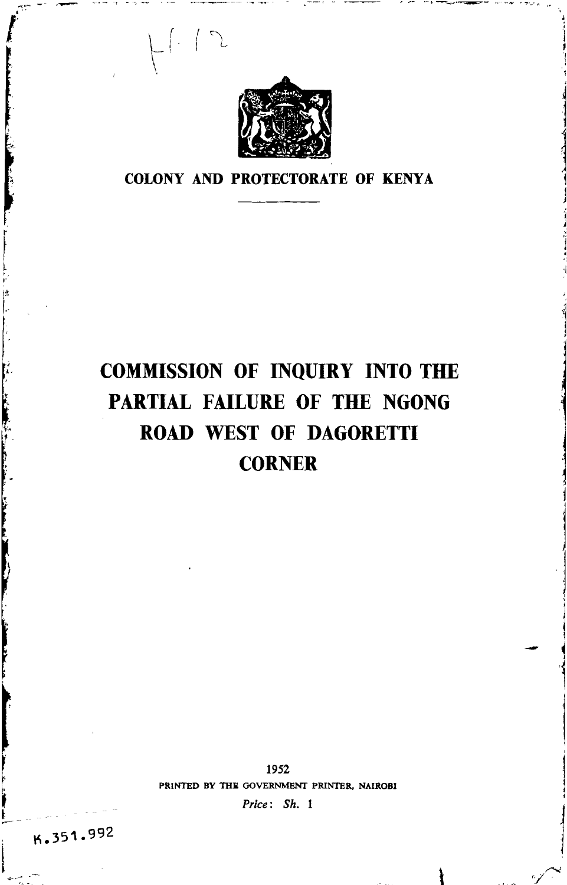COLONY AND PROTECTORATE OF KENYA

# COMMISSION OF INQUIRY INTO THE PARTIAL FAILURE OF THE NGONG ROAD WEST OF DAGORETTI CORNER

1952

PRINTED BY THE GOVERNMENT PRINTER, NAIROBI

*Price*: Sh. 1

K.351.992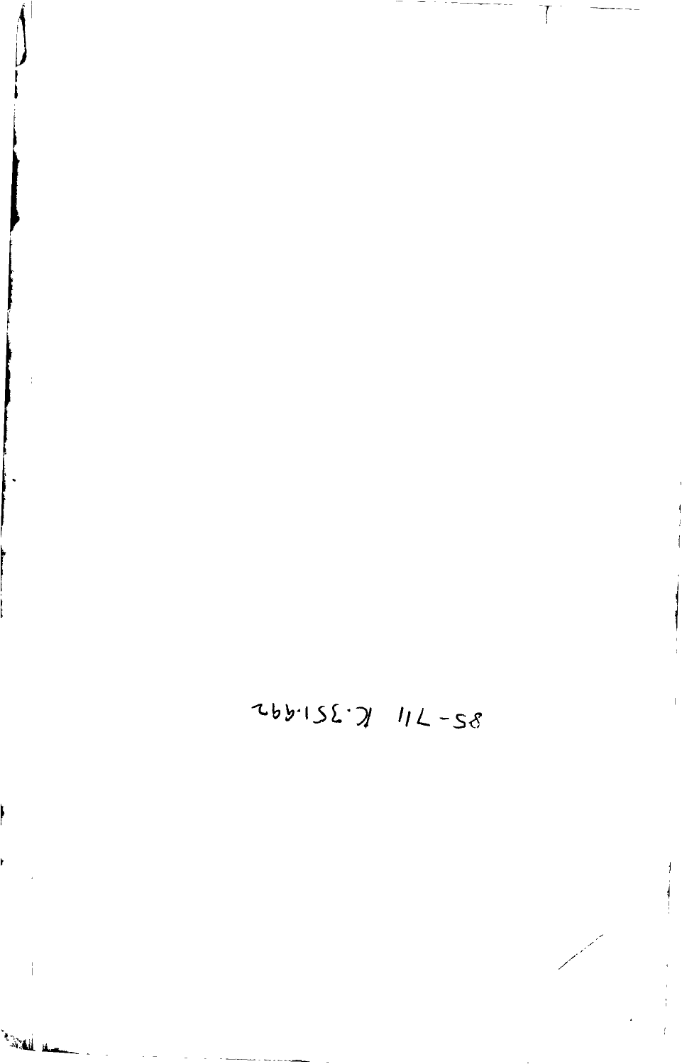85-711 K.351.992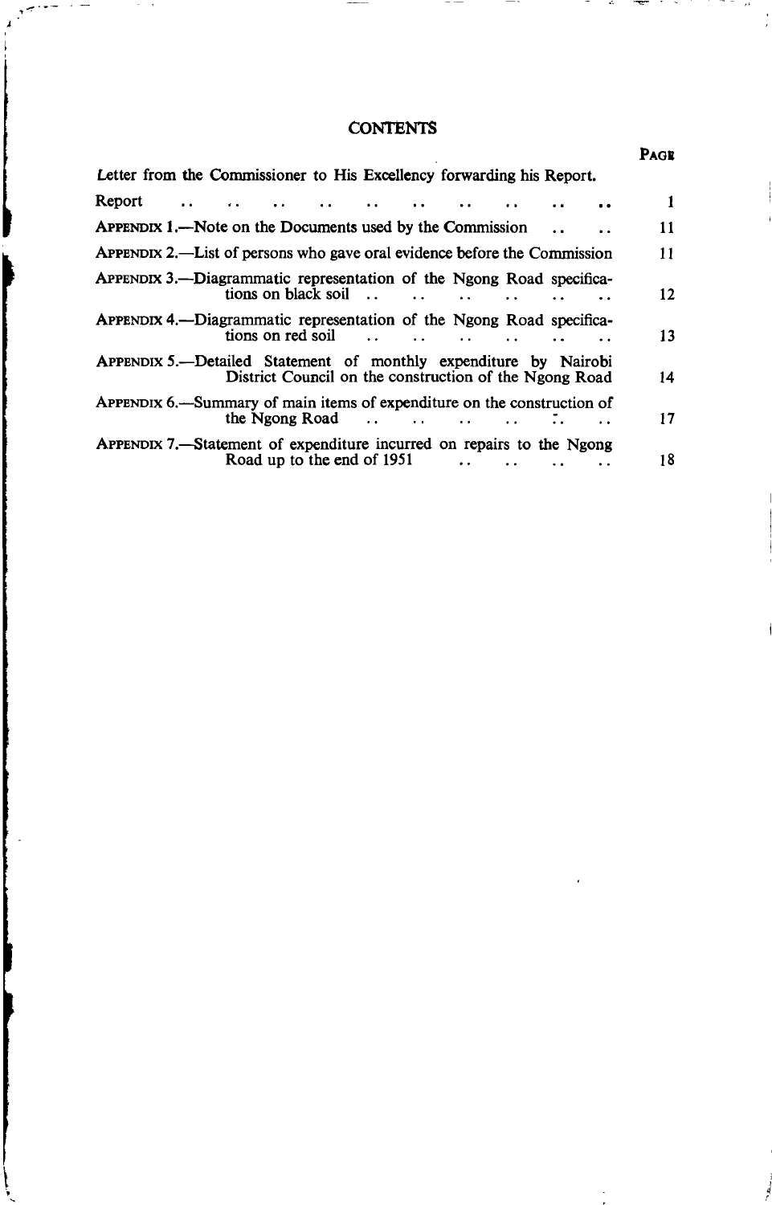# CONTENTS

| | Page |
|---|---|
| Letter from the Commissioner to His Excellency forwarding his Report. | |
| Report | 1 |
| Appendix 1.—Note on the Documents used by the Commission | 11 |
| Appendix 2.—List of persons who gave oral evidence before the Commission | 11 |
| Appendix 3.—Diagrammatic representation of the Ngong Road specifications on black soil | 12 |
| Appendix 4.—Diagrammatic representation of the Ngong Road specifications on red soil | 13 |
| Appendix 5.—Detailed Statement of monthly expenditure by Nairobi District Council on the construction of the Ngong Road | 14 |
| Appendix 6.—Summary of main items of expenditure on the construction of the Ngong Road | 17 |
| Appendix 7.—Statement of expenditure incurred on repairs to the Ngong Road up to the end of 1951 | 18 |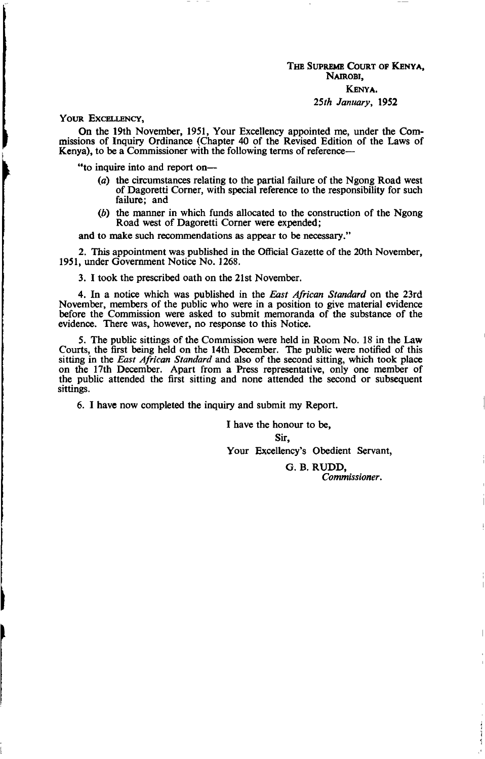THE SUPREME COURT OF KENYA,
NAIROBI,
KENYA.
*25th January,* 1952

YOUR EXCELLENCY,

On the 19th November, 1951, Your Excellency appointed me, under the Commissions of Inquiry Ordinance (Chapter 40 of the Revised Edition of the Laws of Kenya), to be a Commissioner with the following terms of reference—

"to inquire into and report on—

(*a*) the circumstances relating to the partial failure of the Ngong Road west of Dagoretti Corner, with special reference to the responsibility for such failure; and

(*b*) the manner in which funds allocated to the construction of the Ngong Road west of Dagoretti Corner were expended;

and to make such recommendations as appear to be necessary."

2. This appointment was published in the Official Gazette of the 20th November, 1951, under Government Notice No. 1268.

3. I took the prescribed oath on the 21st November.

4. In a notice which was published in the *East African Standard* on the 23rd November, members of the public who were in a position to give material evidence before the Commission were asked to submit memoranda of the substance of the evidence. There was, however, no response to this Notice.

5. The public sittings of the Commission were held in Room No. 18 in the Law Courts, the first being held on the 14th December. The public were notified of this sitting in the *East African Standard* and also of the second sitting, which took place on the 17th December. Apart from a Press representative, only one member of the public attended the first sitting and none attended the second or subsequent sittings.

6. I have now completed the inquiry and submit my Report.

I have the honour to be,

Sir,

Your Excellency's Obedient Servant,

G. B. RUDD,
*Commissioner.*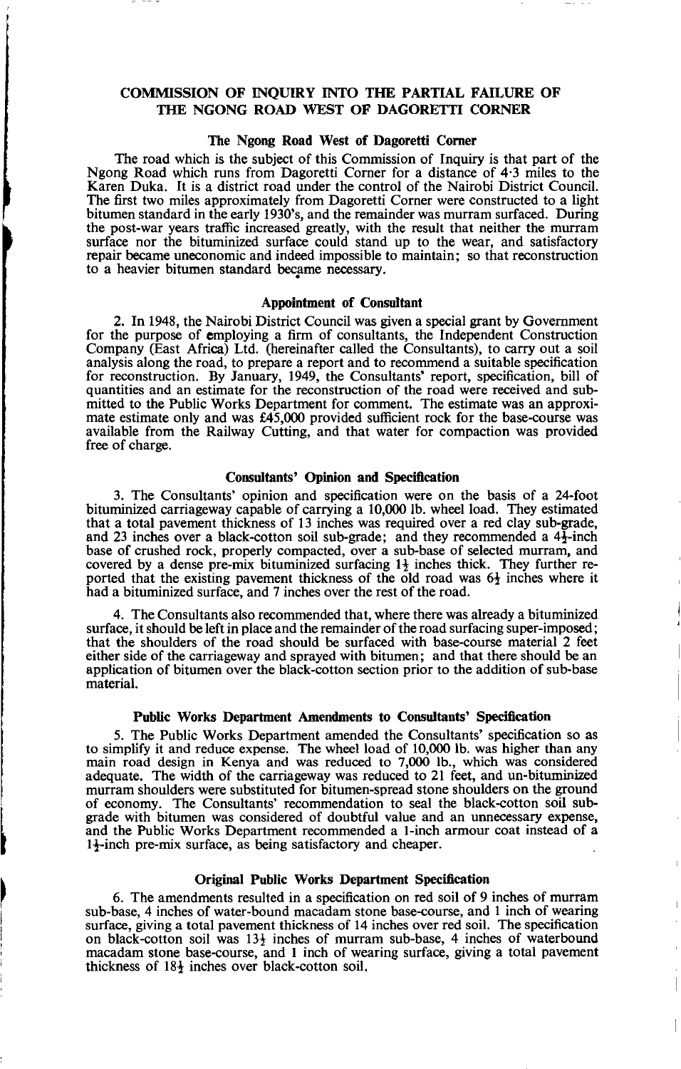## COMMISSION OF INQUIRY INTO THE PARTIAL FAILURE OF THE NGONG ROAD WEST OF DAGORETTI CORNER

### The Ngong Road West of Dagoretti Corner

The road which is the subject of this Commission of Inquiry is that part of the Ngong Road which runs from Dagoretti Corner for a distance of 4·3 miles to the Karen Duka. It is a district road under the control of the Nairobi District Council. The first two miles approximately from Dagoretti Corner were constructed to a light bitumen standard in the early 1930's, and the remainder was murram surfaced. During the post-war years traffic increased greatly, with the result that neither the murram surface nor the bituminized surface could stand up to the wear, and satisfactory repair became uneconomic and indeed impossible to maintain; so that reconstruction to a heavier bitumen standard became necessary.

### Appointment of Consultant

2. In 1948, the Nairobi District Council was given a special grant by Government for the purpose of employing a firm of consultants, the Independent Construction Company (East Africa) Ltd. (hereinafter called the Consultants), to carry out a soil analysis along the road, to prepare a report and to recommend a suitable specification for reconstruction. By January, 1949, the Consultants' report, specification, bill of quantities and an estimate for the reconstruction of the road were received and submitted to the Public Works Department for comment. The estimate was an approximate estimate only and was £45,000 provided sufficient rock for the base-course was available from the Railway Cutting, and that water for compaction was provided free of charge.

### Consultants' Opinion and Specification

3. The Consultants' opinion and specification were on the basis of a 24-foot bituminized carriageway capable of carrying a 10,000 lb. wheel load. They estimated that a total pavement thickness of 13 inches was required over a red clay sub-grade, and 23 inches over a black-cotton soil sub-grade; and they recommended a 4½-inch base of crushed rock, properly compacted, over a sub-base of selected murram, and covered by a dense pre-mix bituminized surfacing 1½ inches thick. They further reported that the existing pavement thickness of the old road was 6½ inches where it had a bituminized surface, and 7 inches over the rest of the road.

4. The Consultants also recommended that, where there was already a bituminized surface, it should be left in place and the remainder of the road surfacing super-imposed; that the shoulders of the road should be surfaced with base-course material 2 feet either side of the carriageway and sprayed with bitumen; and that there should be an application of bitumen over the black-cotton section prior to the addition of sub-base material.

### Public Works Department Amendments to Consultants' Specification

5. The Public Works Department amended the Consultants' specification so as to simplify it and reduce expense. The wheel load of 10,000 lb. was higher than any main road design in Kenya and was reduced to 7,000 lb., which was considered adequate. The width of the carriageway was reduced to 21 feet, and un-bituminized murram shoulders were substituted for bitumen-spread stone shoulders on the ground of economy. The Consultants' recommendation to seal the black-cotton soil sub-grade with bitumen was considered of doubtful value and an unnecessary expense, and the Public Works Department recommended a 1-inch armour coat instead of a 1½-inch pre-mix surface, as being satisfactory and cheaper.

### Original Public Works Department Specification

6. The amendments resulted in a specification on red soil of 9 inches of murram sub-base, 4 inches of water-bound macadam stone base-course, and 1 inch of wearing surface, giving a total pavement thickness of 14 inches over red soil. The specification on black-cotton soil was 13½ inches of murram sub-base, 4 inches of waterbound macadam stone base-course, and 1 inch of wearing surface, giving a total pavement thickness of 18½ inches over black-cotton soil.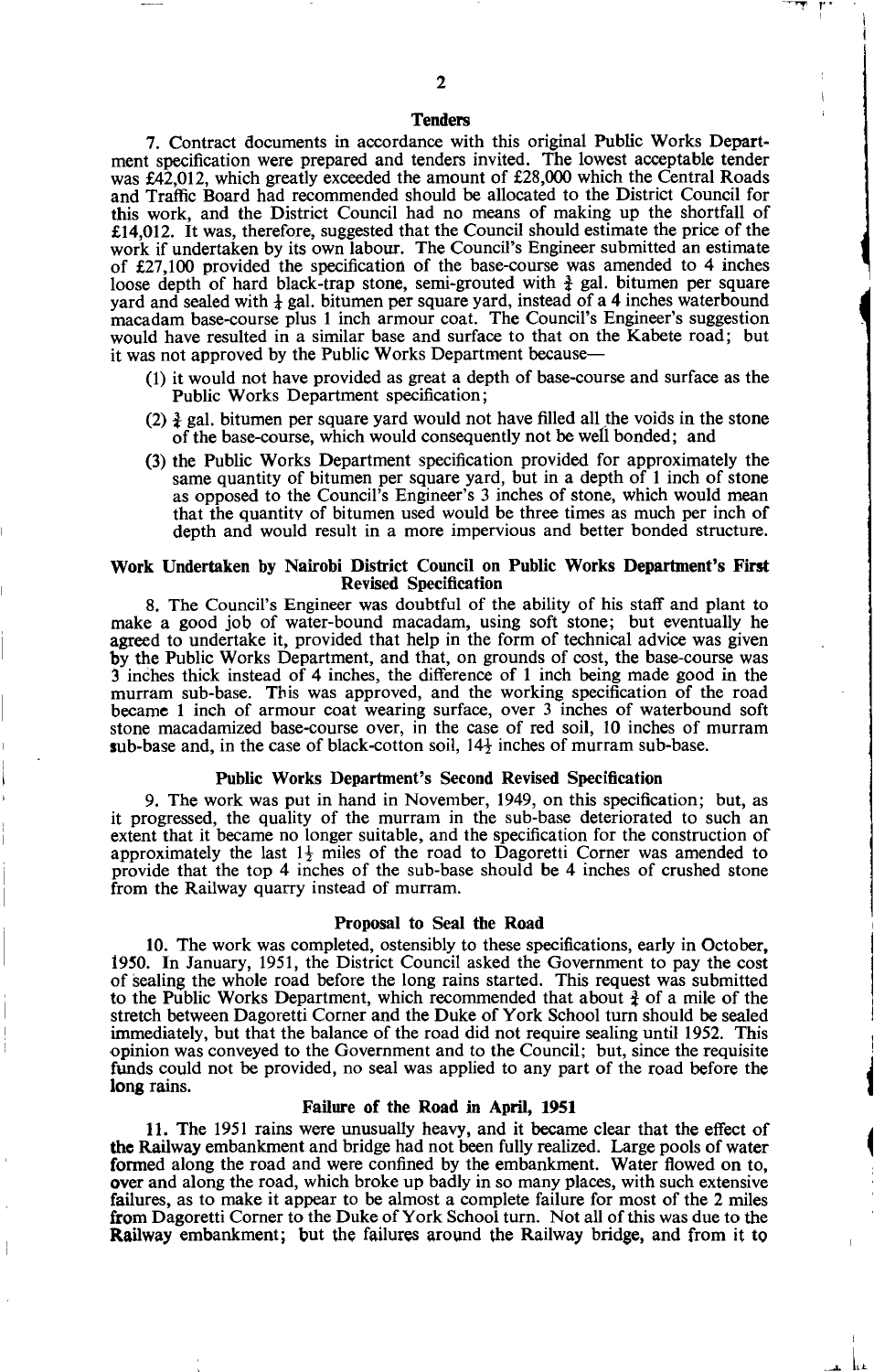### Tenders

7. Contract documents in accordance with this original Public Works Department specification were prepared and tenders invited. The lowest acceptable tender was £42,012, which greatly exceeded the amount of £28,000 which the Central Roads and Traffic Board had recommended should be allocated to the District Council for this work, and the District Council had no means of making up the shortfall of £14,012. It was, therefore, suggested that the Council should estimate the price of the work if undertaken by its own labour. The Council's Engineer submitted an estimate of £27,100 provided the specification of the base-course was amended to 4 inches loose depth of hard black-trap stone, semi-grouted with ¾ gal. bitumen per square yard and sealed with ¼ gal. bitumen per square yard, instead of a 4 inches waterbound macadam base-course plus 1 inch armour coat. The Council's Engineer's suggestion would have resulted in a similar base and surface to that on the Kabete road; but it was not approved by the Public Works Department because—

(1) it would not have provided as great a depth of base-course and surface as the Public Works Department specification;

(2) ¾ gal. bitumen per square yard would not have filled all the voids in the stone of the base-course, which would consequently not be well bonded; and

(3) the Public Works Department specification provided for approximately the same quantity of bitumen per square yard, but in a depth of 1 inch of stone as opposed to the Council's Engineer's 3 inches of stone, which would mean that the quantity of bitumen used would be three times as much per inch of depth and would result in a more impervious and better bonded structure.

### Work Undertaken by Nairobi District Council on Public Works Department's First Revised Specification

8. The Council's Engineer was doubtful of the ability of his staff and plant to make a good job of water-bound macadam, using soft stone; but eventually he agreed to undertake it, provided that help in the form of technical advice was given by the Public Works Department, and that, on grounds of cost, the base-course was 3 inches thick instead of 4 inches, the difference of 1 inch being made good in the murram sub-base. This was approved, and the working specification of the road became 1 inch of armour coat wearing surface, over 3 inches of waterbound soft stone macadamized base-course over, in the case of red soil, 10 inches of murram sub-base and, in the case of black-cotton soil, 14½ inches of murram sub-base.

### Public Works Department's Second Revised Specification

9. The work was put in hand in November, 1949, on this specification; but, as it progressed, the quality of the murram in the sub-base deteriorated to such an extent that it became no longer suitable, and the specification for the construction of approximately the last 1½ miles of the road to Dagoretti Corner was amended to provide that the top 4 inches of the sub-base should be 4 inches of crushed stone from the Railway quarry instead of murram.

### Proposal to Seal the Road

10. The work was completed, ostensibly to these specifications, early in October, 1950. In January, 1951, the District Council asked the Government to pay the cost of sealing the whole road before the long rains started. This request was submitted to the Public Works Department, which recommended that about ¾ of a mile of the stretch between Dagoretti Corner and the Duke of York School turn should be sealed immediately, but that the balance of the road did not require sealing until 1952. This opinion was conveyed to the Government and to the Council; but, since the requisite funds could not be provided, no seal was applied to any part of the road before the long rains.

### Failure of the Road in April, 1951

11. The 1951 rains were unusually heavy, and it became clear that the effect of the Railway embankment and bridge had not been fully realized. Large pools of water formed along the road and were confined by the embankment. Water flowed on to, over and along the road, which broke up badly in so many places, with such extensive failures, as to make it appear to be almost a complete failure for most of the 2 miles from Dagoretti Corner to the Duke of York School turn. Not all of this was due to the Railway embankment; but the failures around the Railway bridge, and from it to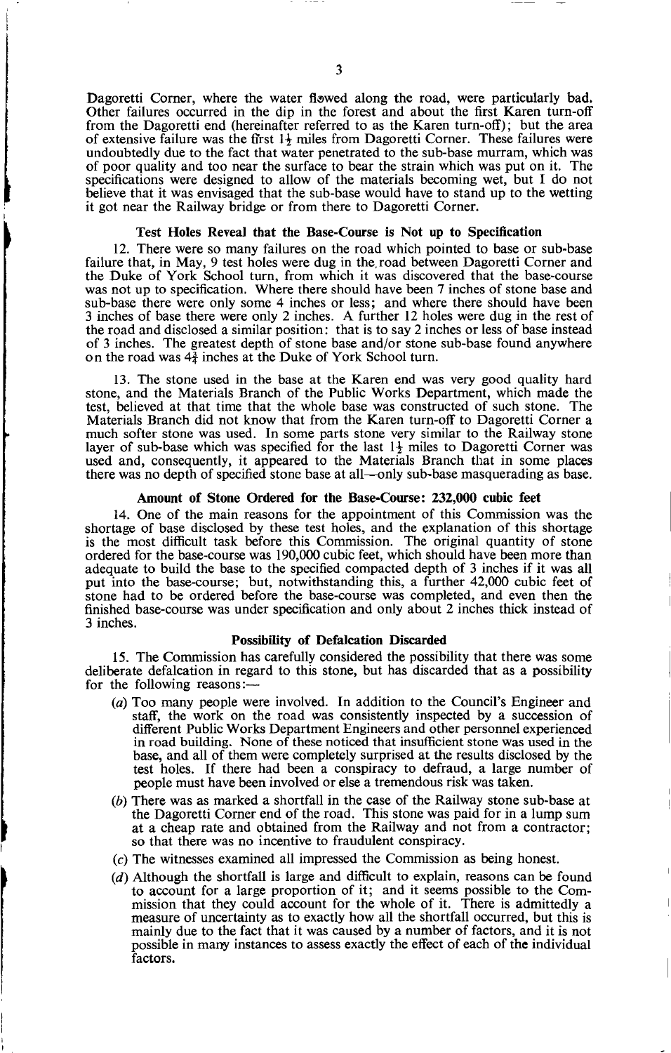Dagoretti Corner, where the water flowed along the road, were particularly bad. Other failures occurred in the dip in the forest and about the first Karen turn-off from the Dagoretti end (hereinafter referred to as the Karen turn-off); but the area of extensive failure was the first $1\frac{1}{2}$ miles from Dagoretti Corner. These failures were undoubtedly due to the fact that water penetrated to the sub-base murram, which was of poor quality and too near the surface to bear the strain which was put on it. The specifications were designed to allow of the materials becoming wet, but I do not believe that it was envisaged that the sub-base would have to stand up to the wetting it got near the Railway bridge or from there to Dagoretti Corner.

### Test Holes Reveal that the Base-Course is Not up to Specification

12. There were so many failures on the road which pointed to base or sub-base failure that, in May, 9 test holes were dug in the road between Dagoretti Corner and the Duke of York School turn, from which it was discovered that the base-course was not up to specification. Where there should have been 7 inches of stone base and sub-base there were only some 4 inches or less; and where there should have been 3 inches of base there were only 2 inches. A further 12 holes were dug in the rest of the road and disclosed a similar position: that is to say 2 inches or less of base instead of 3 inches. The greatest depth of stone base and/or stone sub-base found anywhere on the road was $4\frac{3}{4}$ inches at the Duke of York School turn.

13. The stone used in the base at the Karen end was very good quality hard stone, and the Materials Branch of the Public Works Department, which made the test, believed at that time that the whole base was constructed of such stone. The Materials Branch did not know that from the Karen turn-off to Dagoretti Corner a much softer stone was used. In some parts stone very similar to the Railway stone layer of sub-base which was specified for the last $1\frac{1}{2}$ miles to Dagoretti Corner was used and, consequently, it appeared to the Materials Branch that in some places there was no depth of specified stone base at all—only sub-base masquerading as base.

### Amount of Stone Ordered for the Base-Course: 232,000 cubic feet

14. One of the main reasons for the appointment of this Commission was the shortage of base disclosed by these test holes, and the explanation of this shortage is the most difficult task before this Commission. The original quantity of stone ordered for the base-course was 190,000 cubic feet, which should have been more than adequate to build the base to the specified compacted depth of 3 inches if it was all put into the base-course; but, notwithstanding this, a further 42,000 cubic feet of stone had to be ordered before the base-course was completed, and even then the finished base-course was under specification and only about 2 inches thick instead of 3 inches.

### Possibility of Defalcation Discarded

15. The Commission has carefully considered the possibility that there was some deliberate defalcation in regard to this stone, but has discarded that as a possibility for the following reasons:—

(a) Too many people were involved. In addition to the Council's Engineer and staff, the work on the road was consistently inspected by a succession of different Public Works Department Engineers and other personnel experienced in road building. None of these noticed that insufficient stone was used in the base, and all of them were completely surprised at the results disclosed by the test holes. If there had been a conspiracy to defraud, a large number of people must have been involved or else a tremendous risk was taken.

(b) There was as marked a shortfall in the case of the Railway stone sub-base at the Dagoretti Corner end of the road. This stone was paid for in a lump sum at a cheap rate and obtained from the Railway and not from a contractor; so that there was no incentive to fraudulent conspiracy.

(c) The witnesses examined all impressed the Commission as being honest.

(d) Although the shortfall is large and difficult to explain, reasons can be found to account for a large proportion of it; and it seems possible to the Commission that they could account for the whole of it. There is admittedly a measure of uncertainty as to exactly how all the shortfall occurred, but this is mainly due to the fact that it was caused by a number of factors, and it is not possible in many instances to assess exactly the effect of each of the individual factors.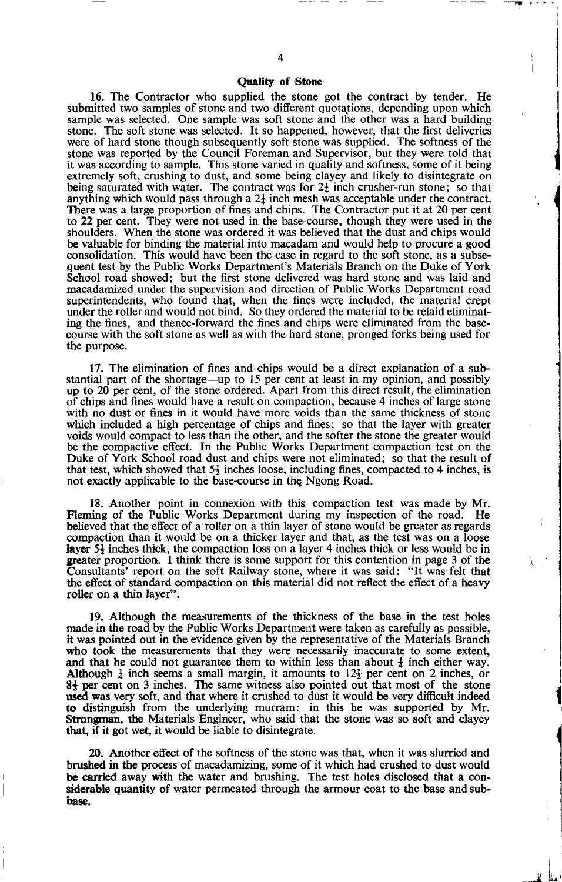### Quality of Stone

16. The Contractor who supplied the stone got the contract by tender. He submitted two samples of stone and two different quotations, depending upon which sample was selected. One sample was soft stone and the other was a hard building stone. The soft stone was selected. It so happened, however, that the first deliveries were of hard stone though subsequently soft stone was supplied. The softness of the stone was reported by the Council Foreman and Supervisor, but they were told that it was according to sample. This stone varied in quality and softness, some of it being extremely soft, crushing to dust, and some being clayey and likely to disintegrate on being saturated with water. The contract was for 2½ inch crusher-run stone; so that anything which would pass through a 2½ inch mesh was acceptable under the contract. There was a large proportion of fines and chips. The Contractor put it at 20 per cent to 22 per cent. They were not used in the base-course, though they were used in the shoulders. When the stone was ordered it was believed that the dust and chips would be valuable for binding the material into macadam and would help to procure a good consolidation. This would have been the case in regard to the soft stone, as a subsequent test by the Public Works Department's Materials Branch on the Duke of York School road showed; but the first stone delivered was hard stone and was laid and macadamized under the supervision and direction of Public Works Department road superintendents, who found that, when the fines were included, the material crept under the roller and would not bind. So they ordered the material to be relaid eliminating the fines, and thence-forward the fines and chips were eliminated from the base-course with the soft stone as well as with the hard stone, pronged forks being used for the purpose.

17. The elimination of fines and chips would be a direct explanation of a substantial part of the shortage—up to 15 per cent at least in my opinion, and possibly up to 20 per cent, of the stone ordered. Apart from this direct result, the elimination of chips and fines would have a result on compaction, because 4 inches of large stone with no dust or fines in it would have more voids than the same thickness of stone which included a high percentage of chips and fines; so that the layer with greater voids would compact to less than the other, and the softer the stone the greater would be the compactive effect. In the Public Works Department compaction test on the Duke of York School road dust and chips were not eliminated; so that the result of that test, which showed that 5½ inches loose, including fines, compacted to 4 inches, is not exactly applicable to the base-course in the Ngong Road.

18. Another point in connexion with this compaction test was made by Mr. Fleming of the Public Works Department during my inspection of the road. He believed that the effect of a roller on a thin layer of stone would be greater as regards compaction than it would be on a thicker layer and that, as the test was on a loose layer 5½ inches thick, the compaction loss on a layer 4 inches thick or less would be in greater proportion. I think there is some support for this contention in page 3 of the Consultants' report on the soft Railway stone, where it was said: "It was felt that the effect of standard compaction on this material did not reflect the effect of a heavy roller on a thin layer".

19. Although the measurements of the thickness of the base in the test holes made in the road by the Public Works Department were taken as carefully as possible, it was pointed out in the evidence given by the representative of the Materials Branch who took the measurements that they were necessarily inaccurate to some extent, and that he could not guarantee them to within less than about ¼ inch either way. Although ¼ inch seems a small margin, it amounts to 12½ per cent on 2 inches, or 8⅓ per cent on 3 inches. The same witness also pointed out that most of the stone used was very soft, and that where it crushed to dust it would be very difficult indeed to distinguish from the underlying murram: in this he was supported by Mr. Strongman, the Materials Engineer, who said that the stone was so soft and clayey that, if it got wet, it would be liable to disintegrate.

20. Another effect of the softness of the stone was that, when it was slurried and brushed in the process of macadamizing, some of it which had crushed to dust would be carried away with the water and brushing. The test holes disclosed that a considerable quantity of water permeated through the armour coat to the base and sub-base.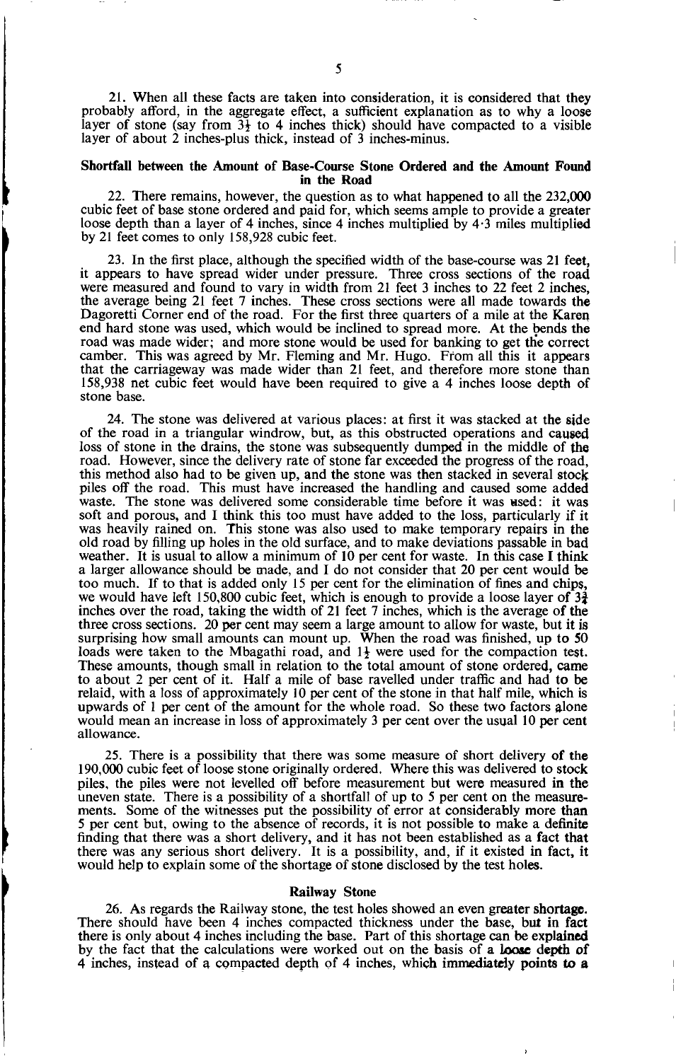21. When all these facts are taken into consideration, it is considered that they probably afford, in the aggregate effect, a sufficient explanation as to why a loose layer of stone (say from 3½ to 4 inches thick) should have compacted to a visible layer of about 2 inches-plus thick, instead of 3 inches-minus.

### Shortfall between the Amount of Base-Course Stone Ordered and the Amount Found in the Road

22. There remains, however, the question as to what happened to all the 232,000 cubic feet of base stone ordered and paid for, which seems ample to provide a greater loose depth than a layer of 4 inches, since 4 inches multiplied by 4·3 miles multiplied by 21 feet comes to only 158,928 cubic feet.

23. In the first place, although the specified width of the base-course was 21 feet, it appears to have spread wider under pressure. Three cross sections of the road were measured and found to vary in width from 21 feet 3 inches to 22 feet 2 inches, the average being 21 feet 7 inches. These cross sections were all made towards the Dagoretti Corner end of the road. For the first three quarters of a mile at the Karen end hard stone was used, which would be inclined to spread more. At the bends the road was made wider; and more stone would be used for banking to get the correct camber. This was agreed by Mr. Fleming and Mr. Hugo. From all this it appears that the carriageway was made wider than 21 feet, and therefore more stone than 158,938 net cubic feet would have been required to give a 4 inches loose depth of stone base.

24. The stone was delivered at various places: at first it was stacked at the side of the road in a triangular windrow, but, as this obstructed operations and caused loss of stone in the drains, the stone was subsequently dumped in the middle of the road. However, since the delivery rate of stone far exceeded the progress of the road, this method also had to be given up, and the stone was then stacked in several stock piles off the road. This must have increased the handling and caused some added waste. The stone was delivered some considerable time before it was used: it was soft and porous, and I think this too must have added to the loss, particularly if it was heavily rained on. This stone was also used to make temporary repairs in the old road by filling up holes in the old surface, and to make deviations passable in bad weather. It is usual to allow a minimum of 10 per cent for waste. In this case I think a larger allowance should be made, and I do not consider that 20 per cent would be too much. If to that is added only 15 per cent for the elimination of fines and chips, we would have left 150,800 cubic feet, which is enough to provide a loose layer of 3¾ inches over the road, taking the width of 21 feet 7 inches, which is the average of the three cross sections. 20 per cent may seem a large amount to allow for waste, but it is surprising how small amounts can mount up. When the road was finished, up to 50 loads were taken to the Mbagathi road, and 1½ were used for the compaction test. These amounts, though small in relation to the total amount of stone ordered, came to about 2 per cent of it. Half a mile of base ravelled under traffic and had to be relaid, with a loss of approximately 10 per cent of the stone in that half mile, which is upwards of 1 per cent of the amount for the whole road. So these two factors alone would mean an increase in loss of approximately 3 per cent over the usual 10 per cent allowance.

25. There is a possibility that there was some measure of short delivery of the 190,000 cubic feet of loose stone originally ordered. Where this was delivered to stock piles, the piles were not levelled off before measurement but were measured in the uneven state. There is a possibility of a shortfall of up to 5 per cent on the measurements. Some of the witnesses put the possibility of error at considerably more than 5 per cent but, owing to the absence of records, it is not possible to make a definite finding that there was a short delivery, and it has not been established as a fact that there was any serious short delivery. It is a possibility, and, if it existed in fact, it would help to explain some of the shortage of stone disclosed by the test holes.

### Railway Stone

26. As regards the Railway stone, the test holes showed an even greater shortage. There should have been 4 inches compacted thickness under the base, but in fact there is only about 4 inches including the base. Part of this shortage can be explained by the fact that the calculations were worked out on the basis of a loose depth of 4 inches, instead of a compacted depth of 4 inches, which immediately points to a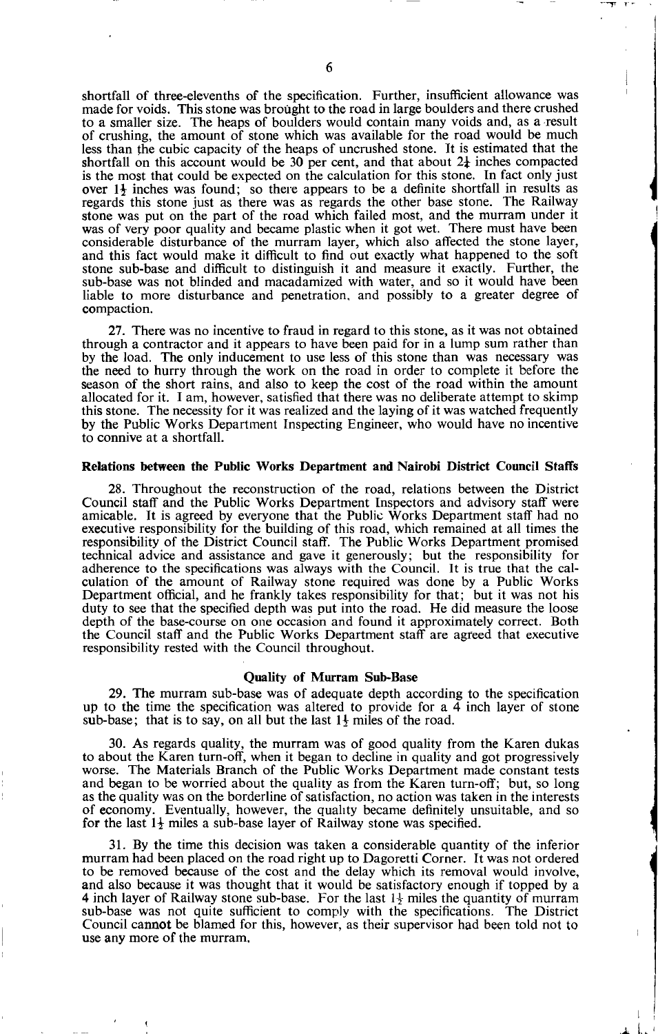shortfall of three-elevenths of the specification. Further, insufficient allowance was made for voids. This stone was brought to the road in large boulders and there crushed to a smaller size. The heaps of boulders would contain many voids and, as a result of crushing, the amount of stone which was available for the road would be much less than the cubic capacity of the heaps of uncrushed stone. It is estimated that the shortfall on this account would be 30 per cent, and that about 2¼ inches compacted is the most that could be expected on the calculation for this stone. In fact only just over 1½ inches was found; so there appears to be a definite shortfall in results as regards this stone just as there was as regards the other base stone. The Railway stone was put on the part of the road which failed most, and the murram under it was of very poor quality and became plastic when it got wet. There must have been considerable disturbance of the murram layer, which also affected the stone layer, and this fact would make it difficult to find out exactly what happened to the soft stone sub-base and difficult to distinguish it and measure it exactly. Further, the sub-base was not blinded and macadamized with water, and so it would have been liable to more disturbance and penetration, and possibly to a greater degree of compaction.

27. There was no incentive to fraud in regard to this stone, as it was not obtained through a contractor and it appears to have been paid for in a lump sum rather than by the load. The only inducement to use less of this stone than was necessary was the need to hurry through the work on the road in order to complete it before the season of the short rains, and also to keep the cost of the road within the amount allocated for it. I am, however, satisfied that there was no deliberate attempt to skimp this stone. The necessity for it was realized and the laying of it was watched frequently by the Public Works Department Inspecting Engineer, who would have no incentive to connive at a shortfall.

**Relations between the Public Works Department and Nairobi District Council Staffs**

28. Throughout the reconstruction of the road, relations between the District Council staff and the Public Works Department Inspectors and advisory staff were amicable. It is agreed by everyone that the Public Works Department staff had no executive responsibility for the building of this road, which remained at all times the responsibility of the District Council staff. The Public Works Department promised technical advice and assistance and gave it generously; but the responsibility for adherence to the specifications was always with the Council. It is true that the calculation of the amount of Railway stone required was done by a Public Works Department official, and he frankly takes responsibility for that; but it was not his duty to see that the specified depth was put into the road. He did measure the loose depth of the base-course on one occasion and found it approximately correct. Both the Council staff and the Public Works Department staff are agreed that executive responsibility rested with the Council throughout.

**Quality of Murram Sub-Base**

29. The murram sub-base was of adequate depth according to the specification up to the time the specification was altered to provide for a 4 inch layer of stone sub-base; that is to say, on all but the last 1½ miles of the road.

30. As regards quality, the murram was of good quality from the Karen dukas to about the Karen turn-off, when it began to decline in quality and got progressively worse. The Materials Branch of the Public Works Department made constant tests and began to be worried about the quality as from the Karen turn-off; but, so long as the quality was on the borderline of satisfaction, no action was taken in the interests of economy. Eventually, however, the quality became definitely unsuitable, and so for the last 1½ miles a sub-base layer of Railway stone was specified.

31. By the time this decision was taken a considerable quantity of the inferior murram had been placed on the road right up to Dagoretti Corner. It was not ordered to be removed because of the cost and the delay which its removal would involve, and also because it was thought that it would be satisfactory enough if topped by a 4 inch layer of Railway stone sub-base. For the last 1½ miles the quantity of murram sub-base was not quite sufficient to comply with the specifications. The District Council cannot be blamed for this, however, as their supervisor had been told not to use any more of the murram.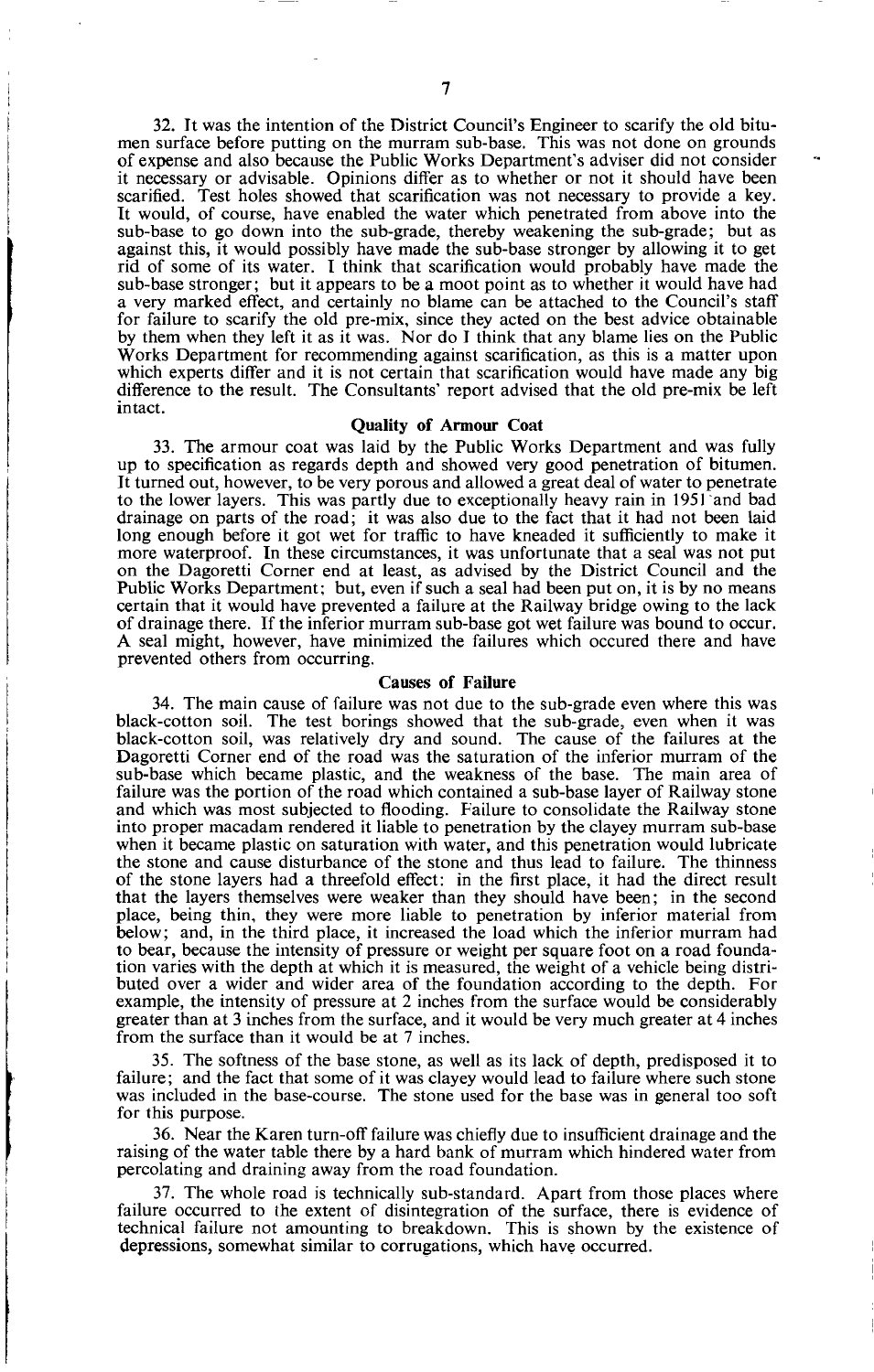32. It was the intention of the District Council's Engineer to scarify the old bitumen surface before putting on the murram sub-base. This was not done on grounds of expense and also because the Public Works Department's adviser did not consider it necessary or advisable. Opinions differ as to whether or not it should have been scarified. Test holes showed that scarification was not necessary to provide a key. It would, of course, have enabled the water which penetrated from above into the sub-base to go down into the sub-grade, thereby weakening the sub-grade; but as against this, it would possibly have made the sub-base stronger by allowing it to get rid of some of its water. I think that scarification would probably have made the sub-base stronger; but it appears to be a moot point as to whether it would have had a very marked effect, and certainly no blame can be attached to the Council's staff for failure to scarify the old pre-mix, since they acted on the best advice obtainable by them when they left it as it was. Nor do I think that any blame lies on the Public Works Department for recommending against scarification, as this is a matter upon which experts differ and it is not certain that scarification would have made any big difference to the result. The Consultants' report advised that the old pre-mix be left intact.

### Quality of Armour Coat

33. The armour coat was laid by the Public Works Department and was fully up to specification as regards depth and showed very good penetration of bitumen. It turned out, however, to be very porous and allowed a great deal of water to penetrate to the lower layers. This was partly due to exceptionally heavy rain in 1951 and bad drainage on parts of the road; it was also due to the fact that it had not been laid long enough before it got wet for traffic to have kneaded it sufficiently to make it more waterproof. In these circumstances, it was unfortunate that a seal was not put on the Dagoretti Corner end at least, as advised by the District Council and the Public Works Department; but, even if such a seal had been put on, it is by no means certain that it would have prevented a failure at the Railway bridge owing to the lack of drainage there. If the inferior murram sub-base got wet failure was bound to occur. A seal might, however, have minimized the failures which occured there and have prevented others from occurring.

### Causes of Failure

34. The main cause of failure was not due to the sub-grade even where this was black-cotton soil. The test borings showed that the sub-grade, even when it was black-cotton soil, was relatively dry and sound. The cause of the failures at the Dagoretti Corner end of the road was the saturation of the inferior murram of the sub-base which became plastic, and the weakness of the base. The main area of failure was the portion of the road which contained a sub-base layer of Railway stone and which was most subjected to flooding. Failure to consolidate the Railway stone into proper macadam rendered it liable to penetration by the clayey murram sub-base when it became plastic on saturation with water, and this penetration would lubricate the stone and cause disturbance of the stone and thus lead to failure. The thinness of the stone layers had a threefold effect: in the first place, it had the direct result that the layers themselves were weaker than they should have been; in the second place, being thin, they were more liable to penetration by inferior material from below; and, in the third place, it increased the load which the inferior murram had to bear, because the intensity of pressure or weight per square foot on a road foundation varies with the depth at which it is measured, the weight of a vehicle being distributed over a wider and wider area of the foundation according to the depth. For example, the intensity of pressure at 2 inches from the surface would be considerably greater than at 3 inches from the surface, and it would be very much greater at 4 inches from the surface than it would be at 7 inches.

35. The softness of the base stone, as well as its lack of depth, predisposed it to failure; and the fact that some of it was clayey would lead to failure where such stone was included in the base-course. The stone used for the base was in general too soft for this purpose.

36. Near the Karen turn-off failure was chiefly due to insufficient drainage and the raising of the water table there by a hard bank of murram which hindered water from percolating and draining away from the road foundation.

37. The whole road is technically sub-standard. Apart from those places where failure occurred to the extent of disintegration of the surface, there is evidence of technical failure not amounting to breakdown. This is shown by the existence of depressions, somewhat similar to corrugations, which have occurred.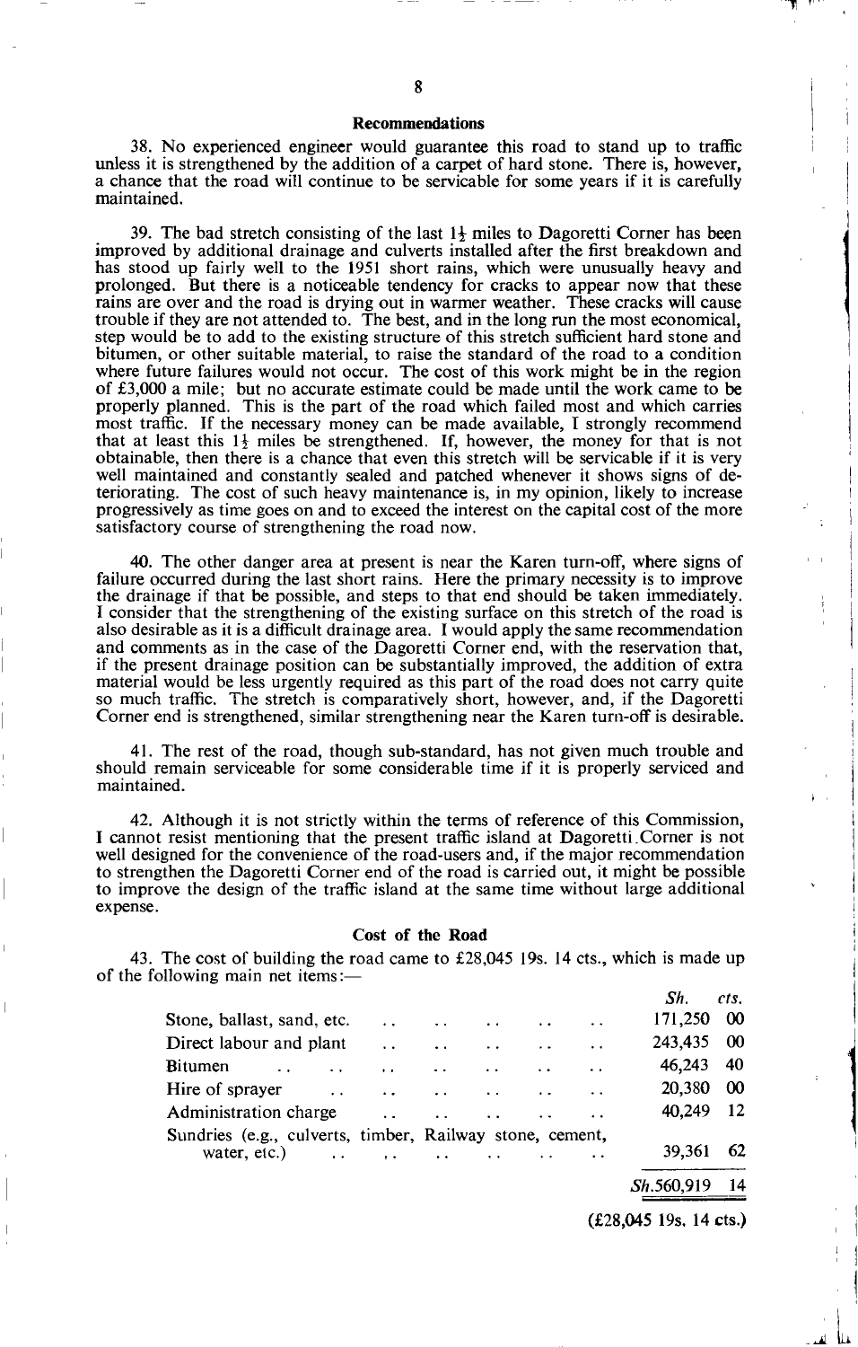## Recommendations

38. No experienced engineer would guarantee this road to stand up to traffic unless it is strengthened by the addition of a carpet of hard stone. There is, however, a chance that the road will continue to be servicable for some years if it is carefully maintained.

39. The bad stretch consisting of the last 1½ miles to Dagoretti Corner has been improved by additional drainage and culverts installed after the first breakdown and has stood up fairly well to the 1951 short rains, which were unusually heavy and prolonged. But there is a noticeable tendency for cracks to appear now that these rains are over and the road is drying out in warmer weather. These cracks will cause trouble if they are not attended to. The best, and in the long run the most economical, step would be to add to the existing structure of this stretch sufficient hard stone and bitumen, or other suitable material, to raise the standard of the road to a condition where future failures would not occur. The cost of this work might be in the region of £3,000 a mile; but no accurate estimate could be made until the work came to be properly planned. This is the part of the road which failed most and which carries most traffic. If the necessary money can be made available, I strongly recommend that at least this 1½ miles be strengthened. If, however, the money for that is not obtainable, then there is a chance that even this stretch will be servicable if it is very well maintained and constantly sealed and patched whenever it shows signs of deteriorating. The cost of such heavy maintenance is, in my opinion, likely to increase progressively as time goes on and to exceed the interest on the capital cost of the more satisfactory course of strengthening the road now.

40. The other danger area at present is near the Karen turn-off, where signs of failure occurred during the last short rains. Here the primary necessity is to improve the drainage if that be possible, and steps to that end should be taken immediately. I consider that the strengthening of the existing surface on this stretch of the road is also desirable as it is a difficult drainage area. I would apply the same recommendation and comments as in the case of the Dagoretti Corner end, with the reservation that, if the present drainage position can be substantially improved, the addition of extra material would be less urgently required as this part of the road does not carry quite so much traffic. The stretch is comparatively short, however, and, if the Dagoretti Corner end is strengthened, similar strengthening near the Karen turn-off is desirable.

41. The rest of the road, though sub-standard, has not given much trouble and should remain serviceable for some considerable time if it is properly serviced and maintained.

42. Although it is not strictly within the terms of reference of this Commission, I cannot resist mentioning that the present traffic island at Dagoretti Corner is not well designed for the convenience of the road-users and, if the major recommendation to strengthen the Dagoretti Corner end of the road is carried out, it might be possible to improve the design of the traffic island at the same time without large additional expense.

## Cost of the Road

43. The cost of building the road came to £28,045 19s. 14 cts., which is made up of the following main net items:—

| | *Sh.* | *cts.* |
|---|---|---|
| Stone, ballast, sand, etc. | 171,250 | 00 |
| Direct labour and plant | 243,435 | 00 |
| Bitumen | 46,243 | 40 |
| Hire of sprayer | 20,380 | 00 |
| Administration charge | 40,249 | 12 |
| Sundries (e.g., culverts, timber, Railway stone, cement, water, etc.) | 39,361 | 62 |
| | *Sh.*560,919 | 14 |

(£28,045 19s. 14 cts.)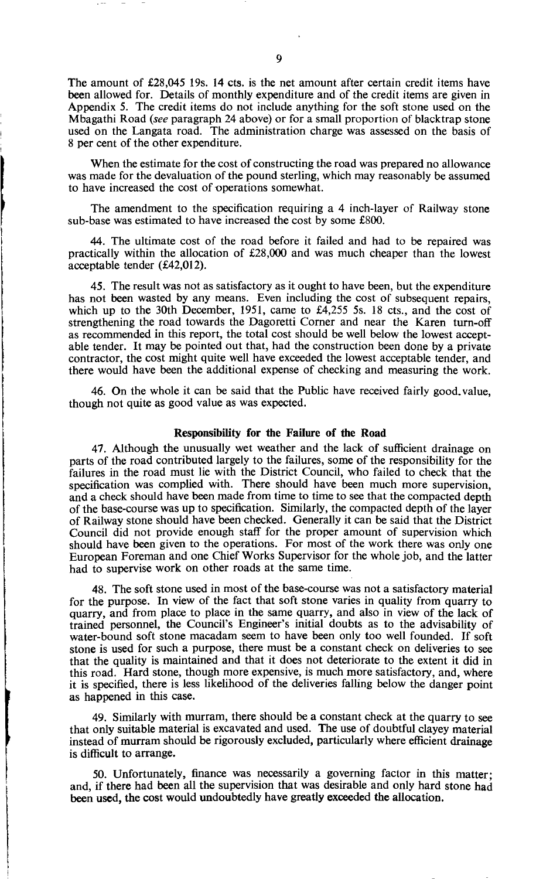The amount of £28,045 19s. 14 cts. is the net amount after certain credit items have been allowed for. Details of monthly expenditure and of the credit items are given in Appendix 5. The credit items do not include anything for the soft stone used on the Mbagathi Road (*see* paragraph 24 above) or for a small proportion of blacktrap stone used on the Langata road. The administration charge was assessed on the basis of 8 per cent of the other expenditure.

When the estimate for the cost of constructing the road was prepared no allowance was made for the devaluation of the pound sterling, which may reasonably be assumed to have increased the cost of operations somewhat.

The amendment to the specification requiring a 4 inch-layer of Railway stone sub-base was estimated to have increased the cost by some £800.

44. The ultimate cost of the road before it failed and had to be repaired was practically within the allocation of £28,000 and was much cheaper than the lowest acceptable tender (£42,012).

45. The result was not as satisfactory as it ought to have been, but the expenditure has not been wasted by any means. Even including the cost of subsequent repairs, which up to the 30th December, 1951, came to £4,255 5s. 18 cts., and the cost of strengthening the road towards the Dagoretti Corner and near the Karen turn-off as recommended in this report, the total cost should be well below the lowest acceptable tender. It may be pointed out that, had the construction been done by a private contractor, the cost might quite well have exceeded the lowest acceptable tender, and there would have been the additional expense of checking and measuring the work.

46. On the whole it can be said that the Public have received fairly good value, though not quite as good value as was expected.

### Responsibility for the Failure of the Road

47. Although the unusually wet weather and the lack of sufficient drainage on parts of the road contributed largely to the failures, some of the responsibility for the failures in the road must lie with the District Council, who failed to check that the specification was complied with. There should have been much more supervision, and a check should have been made from time to time to see that the compacted depth of the base-course was up to specification. Similarly, the compacted depth of the layer of Railway stone should have been checked. Generally it can be said that the District Council did not provide enough staff for the proper amount of supervision which should have been given to the operations. For most of the work there was only one European Foreman and one Chief Works Supervisor for the whole job, and the latter had to supervise work on other roads at the same time.

48. The soft stone used in most of the base-course was not a satisfactory material for the purpose. In view of the fact that soft stone varies in quality from quarry to quarry, and from place to place in the same quarry, and also in view of the lack of trained personnel, the Council's Engineer's initial doubts as to the advisability of water-bound soft stone macadam seem to have been only too well founded. If soft stone is used for such a purpose, there must be a constant check on deliveries to see that the quality is maintained and that it does not deteriorate to the extent it did in this road. Hard stone, though more expensive, is much more satisfactory, and, where it is specified, there is less likelihood of the deliveries falling below the danger point as happened in this case.

49. Similarly with murram, there should be a constant check at the quarry to see that only suitable material is excavated and used. The use of doubtful clayey material instead of murram should be rigorously excluded, particularly where efficient drainage is difficult to arrange.

50. Unfortunately, finance was necessarily a governing factor in this matter; and, if there had been all the supervision that was desirable and only hard stone had been used, the cost would undoubtedly have greatly exceeded the allocation.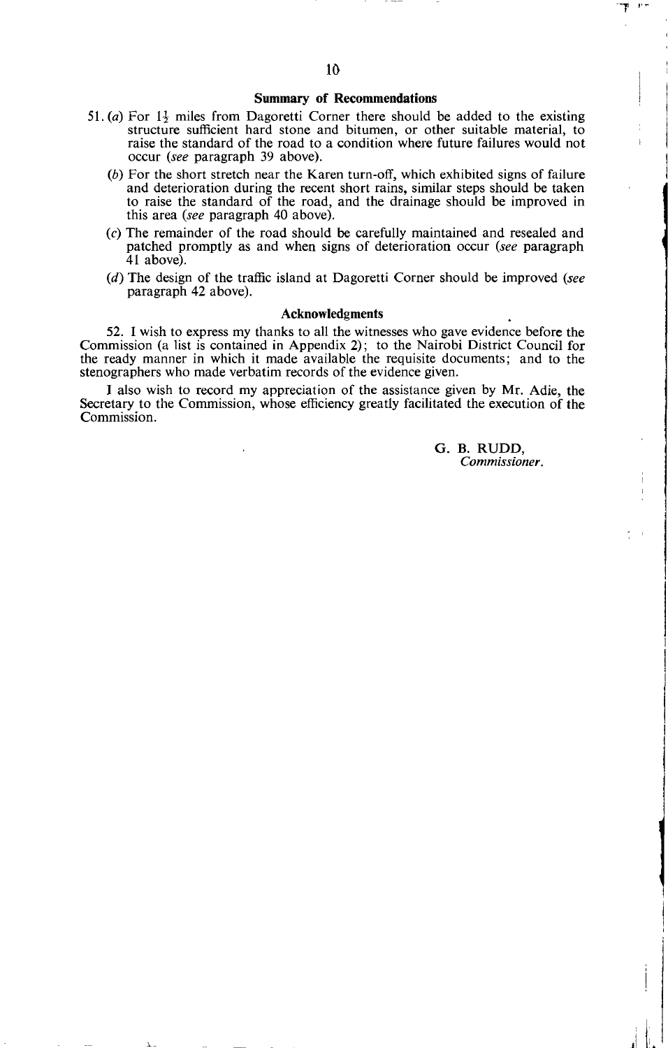## Summary of Recommendations

51. (*a*) For $1\frac{1}{2}$ miles from Dagoretti Corner there should be added to the existing structure sufficient hard stone and bitumen, or other suitable material, to raise the standard of the road to a condition where future failures would not occur (*see* paragraph 39 above).

(*b*) For the short stretch near the Karen turn-off, which exhibited signs of failure and deterioration during the recent short rains, similar steps should be taken to raise the standard of the road, and the drainage should be improved in this area (*see* paragraph 40 above).

(*c*) The remainder of the road should be carefully maintained and resealed and patched promptly as and when signs of deterioration occur (*see* paragraph 41 above).

(*d*) The design of the traffic island at Dagoretti Corner should be improved (*see* paragraph 42 above).

## Acknowledgments

52. I wish to express my thanks to all the witnesses who gave evidence before the Commission (a list is contained in Appendix 2); to the Nairobi District Council for the ready manner in which it made available the requisite documents; and to the stenographers who made verbatim records of the evidence given.

I also wish to record my appreciation of the assistance given by Mr. Adie, the Secretary to the Commission, whose efficiency greatly facilitated the execution of the Commission.

G. B. RUDD,
*Commissioner.*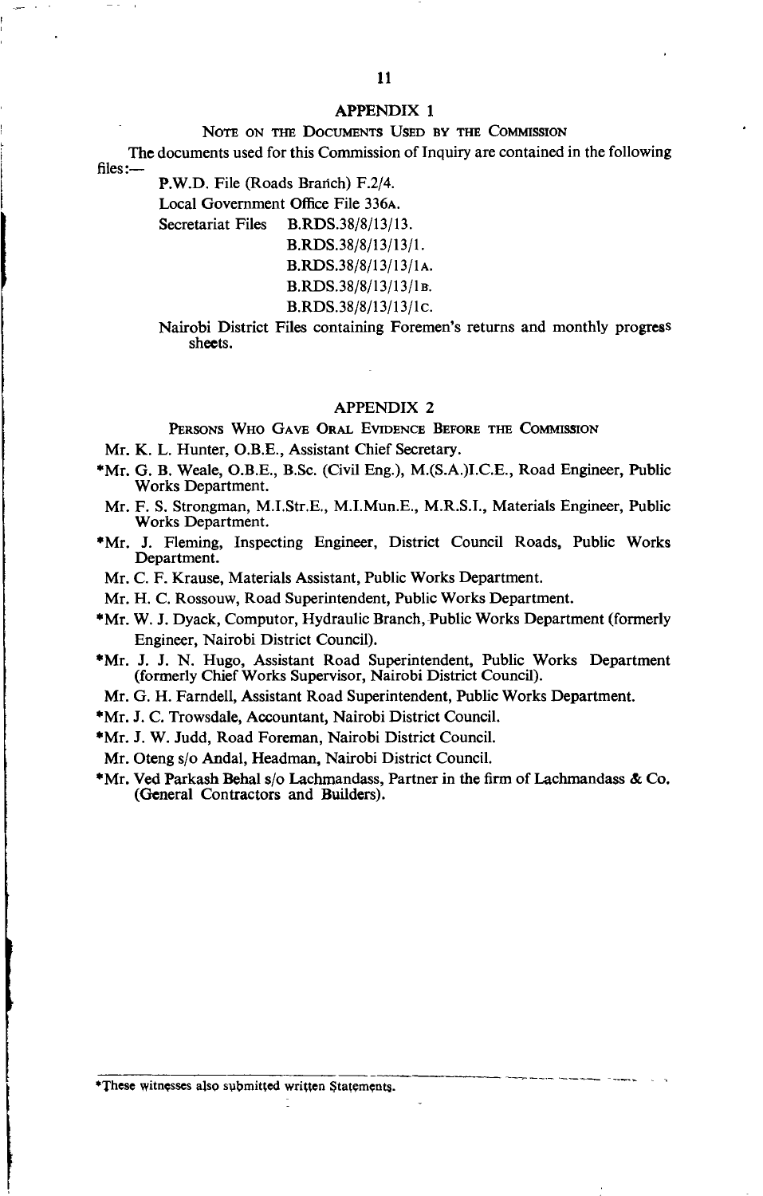## APPENDIX 1

### NOTE ON THE DOCUMENTS USED BY THE COMMISSION

The documents used for this Commission of Inquiry are contained in the following files:—

P.W.D. File (Roads Branch) F.2/4.

Local Government Office File 336A.

Secretariat Files B.RDS.38/8/13/13.
B.RDS.38/8/13/13/1.
B.RDS.38/8/13/13/1A.
B.RDS.38/8/13/13/1B.
B.RDS.38/8/13/13/1C.

Nairobi District Files containing Foremen's returns and monthly progress sheets.

## APPENDIX 2

### PERSONS WHO GAVE ORAL EVIDENCE BEFORE THE COMMISSION

Mr. K. L. Hunter, O.B.E., Assistant Chief Secretary.

*Mr. G. B. Weale, O.B.E., B.Sc. (Civil Eng.), M.(S.A.)I.C.E., Road Engineer, Public Works Department.

Mr. F. S. Strongman, M.I.Str.E., M.I.Mun.E., M.R.S.I., Materials Engineer, Public Works Department.

*Mr. J. Fleming, Inspecting Engineer, District Council Roads, Public Works Department.

Mr. C. F. Krause, Materials Assistant, Public Works Department.

Mr. H. C. Rossouw, Road Superintendent, Public Works Department.

*Mr. W. J. Dyack, Computor, Hydraulic Branch, Public Works Department (formerly Engineer, Nairobi District Council).

*Mr. J. J. N. Hugo, Assistant Road Superintendent, Public Works Department (formerly Chief Works Supervisor, Nairobi District Council).

Mr. G. H. Farndell, Assistant Road Superintendent, Public Works Department.

*Mr. J. C. Trowsdale, Accountant, Nairobi District Council.

*Mr. J. W. Judd, Road Foreman, Nairobi District Council.

Mr. Oteng s/o Andal, Headman, Nairobi District Council.

*Mr. Ved Parkash Behal s/o Lachmandass, Partner in the firm of Lachmandass & Co. (General Contractors and Builders).

*These witnesses also submitted written Statements.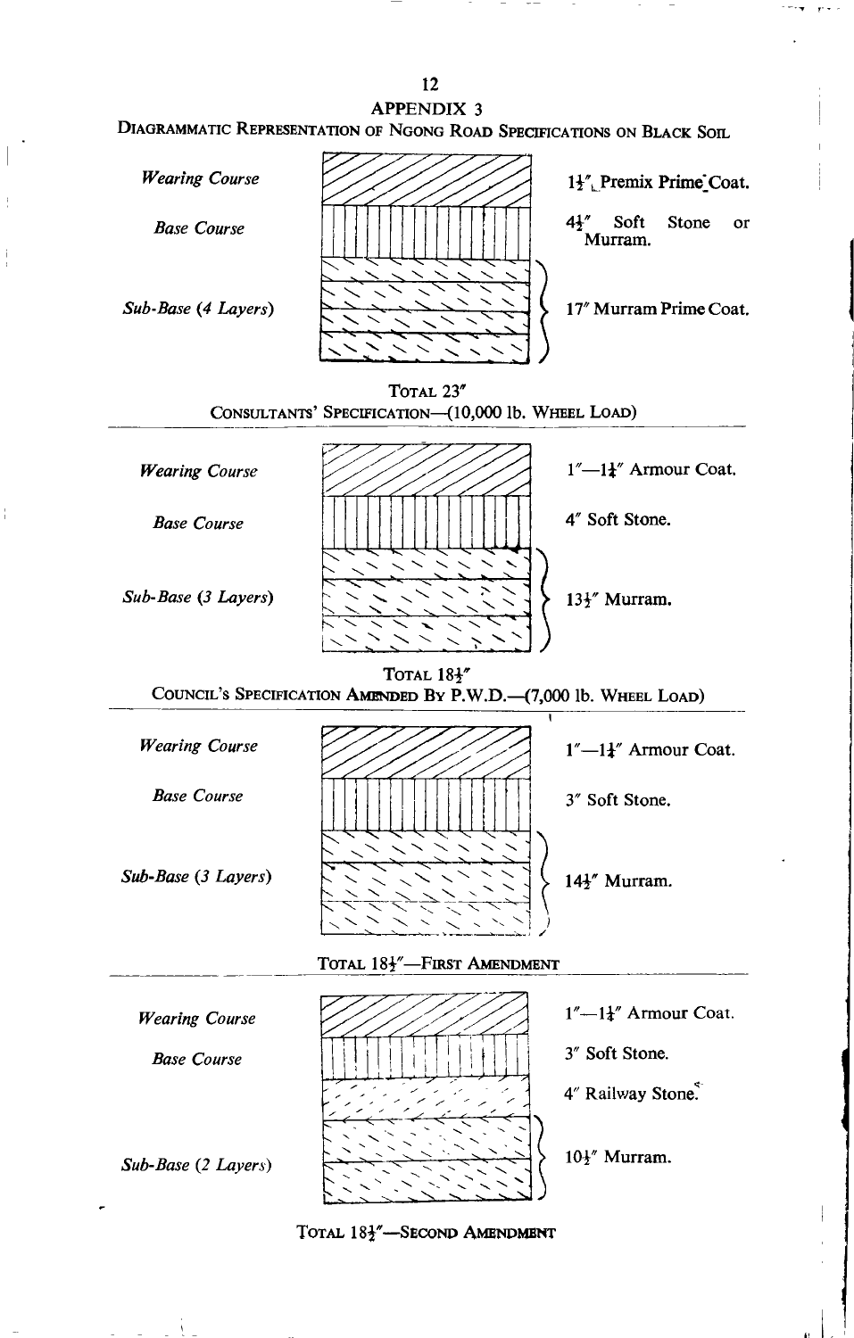## APPENDIX 3

### DIAGRAMMATIC REPRESENTATION OF NGONG ROAD SPECIFICATIONS ON BLACK SOIL

| Layer | Specification |
| --- | --- |
| *Wearing Course* | 1½" Premix Prime Coat. |
| *Base Course* | 4½" Soft Stone or Murram. |
| *Sub-Base (4 Layers)* | 17" Murram Prime Coat. |

TOTAL 23"

CONSULTANTS' SPECIFICATION—(10,000 lb. WHEEL LOAD)

| Layer | Specification |
| --- | --- |
| *Wearing Course* | 1"—1¼" Armour Coat. |
| *Base Course* | 4" Soft Stone. |
| *Sub-Base (3 Layers)* | 13½" Murram. |

TOTAL 18½"

COUNCIL'S SPECIFICATION AMENDED BY P.W.D.—(7,000 lb. WHEEL LOAD)

| Layer | Specification |
| --- | --- |
| *Wearing Course* | 1"—1¼" Armour Coat. |
| *Base Course* | 3" Soft Stone. |
| *Sub-Base (3 Layers)* | 14½" Murram. |

TOTAL 18½"—FIRST AMENDMENT

| Layer | Specification |
| --- | --- |
| *Wearing Course* | 1"—1¼" Armour Coat. |
| *Base Course* | 3" Soft Stone. |
| | 4" Railway Stone. |
| *Sub-Base (2 Layers)* | 10½" Murram. |

TOTAL 18½"—SECOND AMENDMENT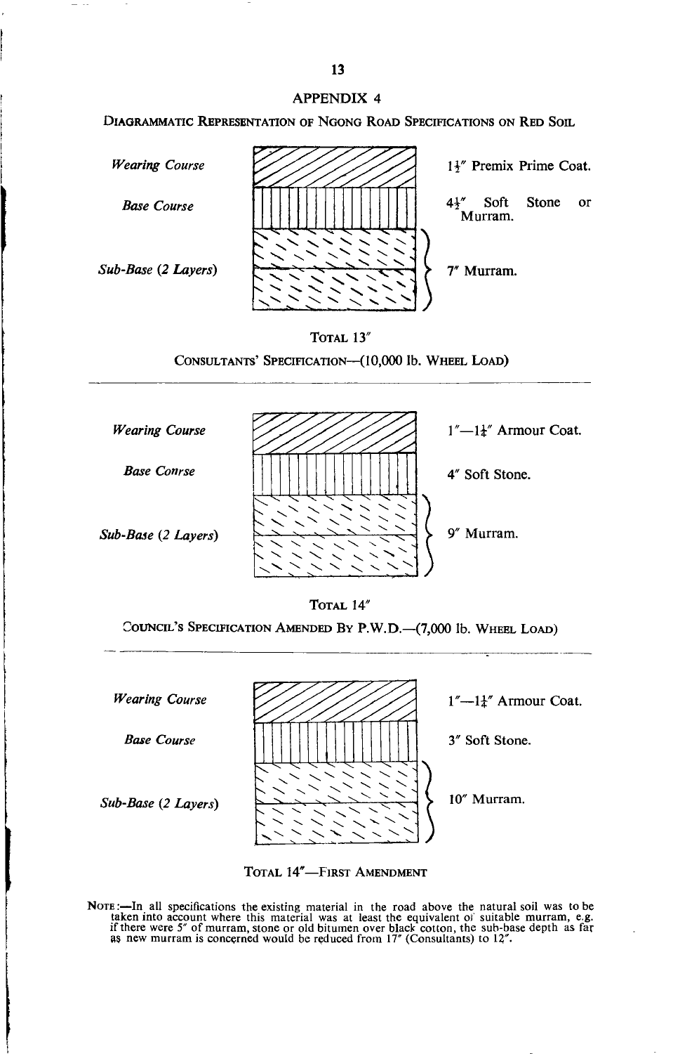## APPENDIX 4

### Diagrammatic Representation of Ngong Road Specifications on Red Soil

| Layer | Specification |
| --- | --- |
| *Wearing Course* | 1½″ Premix Prime Coat. |
| *Base Course* | 4½″ Soft Stone or Murram. |
| *Sub-Base (2 Layers)* | 7″ Murram. |

Total 13″

Consultants' Specification—(10,000 lb. Wheel Load)

---

| Layer | Specification |
| --- | --- |
| *Wearing Course* | 1″—1¼″ Armour Coat. |
| *Base Conrse* | 4″ Soft Stone. |
| *Sub-Base (2 Layers)* | 9″ Murram. |

Total 14″

Council's Specification Amended By P.W.D.—(7,000 lb. Wheel Load)

---

| Layer | Specification |
| --- | --- |
| *Wearing Course* | 1″—1¼″ Armour Coat. |
| *Base Course* | 3″ Soft Stone. |
| *Sub-Base (2 Layers)* | 10″ Murram. |

Total 14″—First Amendment

Note:—In all specifications the existing material in the road above the natural soil was to be taken into account where this material was at least the equivalent of suitable murram, e.g. if there were 5″ of murram, stone or old bitumen over black cotton, the sub-base depth as far as new murram is concerned would be reduced from 17″ (Consultants) to 12″.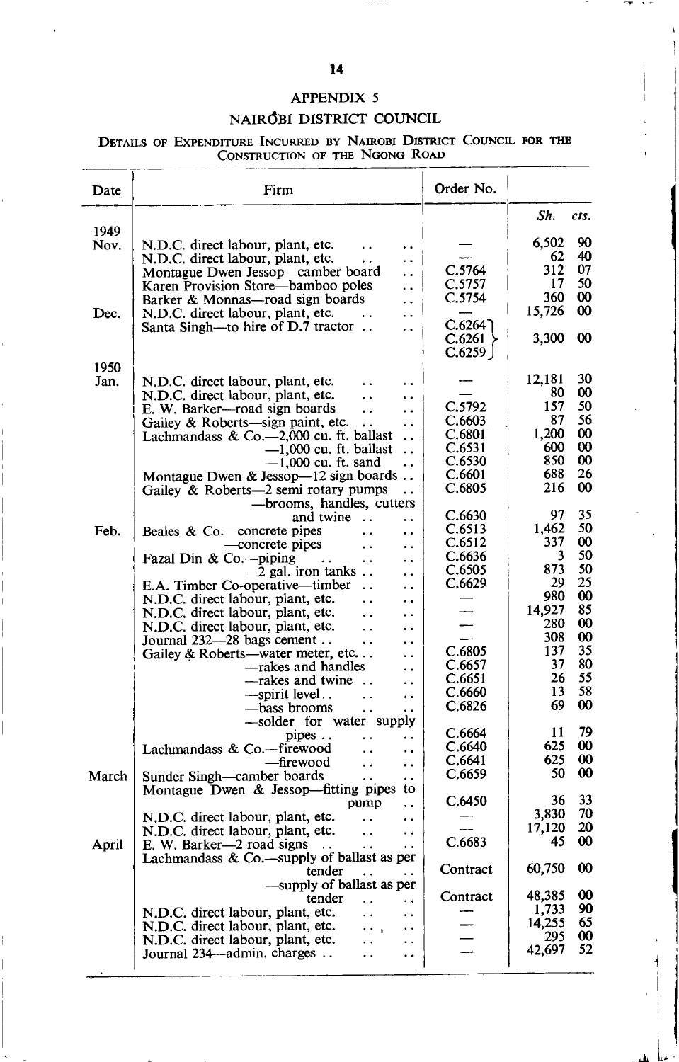## APPENDIX 5

## NAIROBI DISTRICT COUNCIL

DETAILS OF EXPENDITURE INCURRED BY NAIROBI DISTRICT COUNCIL FOR THE CONSTRUCTION OF THE NGONG ROAD

| Date | Firm | Order No. | Sh. cts. |
|---|---|---|---|
| 1949 | | | |
| Nov. | N.D.C. direct labour, plant, etc. | — | 6,502 90 |
| | N.D.C. direct labour, plant, etc. | — | 62 40 |
| | Montague Dwen Jessop—camber board | C.5764 | 312 07 |
| | Karen Provision Store—bamboo poles | C.5757 | 17 50 |
| | Barker & Monnas—road sign boards | C.5754 | 360 00 |
| Dec. | N.D.C. direct labour, plant, etc. | — | 15,726 00 |
| | Santa Singh—to hire of D.7 tractor | C.6264 C.6261 C.6259 | 3,300 00 |
| 1950 | | | |
| Jan. | N.D.C. direct labour, plant, etc. | — | 12,181 30 |
| | N.D.C. direct labour, plant, etc. | — | 80 00 |
| | E. W. Barker—road sign boards | C.5792 | 157 50 |
| | Gailey & Roberts—sign paint, etc. | C.6603 | 87 56 |
| | Lachmandass & Co.—2,000 cu. ft. ballast | C.6801 | 1,200 00 |
| | —1,000 cu. ft. ballast | C.6531 | 600 00 |
| | —1,000 cu. ft. sand | C.6530 | 850 00 |
| | Montague Dwen & Jessop—12 sign boards | C.6601 | 688 26 |
| | Gailey & Roberts—2 semi rotary pumps | C.6805 | 216 00 |
| | —brooms, handles, cutters and twine | C.6630 | 97 35 |
| Feb. | Beales & Co.—concrete pipes | C.6513 | 1,462 50 |
| | —concrete pipes | C.6512 | 337 00 |
| | Fazal Din & Co.—piping | C.6636 | 3 50 |
| | —2 gal. iron tanks | C.6505 | 873 50 |
| | E.A. Timber Co-operative—timber | C.6629 | 29 25 |
| | N.D.C. direct labour, plant, etc. | — | 980 00 |
| | N.D.C. direct labour, plant, etc. | — | 14,927 85 |
| | N.D.C. direct labour, plant, etc. | — | 280 00 |
| | Journal 232—28 bags cement | — | 308 00 |
| | Gailey & Roberts—water meter, etc. | C.6805 | 137 35 |
| | —rakes and handles | C.6657 | 37 80 |
| | —rakes and twine | C.6651 | 26 55 |
| | —spirit level | C.6660 | 13 58 |
| | —bass brooms | C.6826 | 69 00 |
| | —solder for water supply pipes | C.6664 | 11 79 |
| | Lachmandass & Co.—firewood | C.6640 | 625 00 |
| | —firewood | C.6641 | 625 00 |
| March | Sunder Singh—camber boards | C.6659 | 50 00 |
| | Montague Dwen & Jessop—fitting pipes to pump | C.6450 | 36 33 |
| | N.D.C. direct labour, plant, etc. | — | 3,830 70 |
| | N.D.C. direct labour, plant, etc. | — | 17,120 20 |
| April | E. W. Barker—2 road signs | C.6683 | 45 00 |
| | Lachmandass & Co.—supply of ballast as per tender | Contract | 60,750 00 |
| | —supply of ballast as per tender | Contract | 48,385 00 |
| | N.D.C. direct labour, plant, etc. | — | 1,733 90 |
| | N.D.C. direct labour, plant, etc. | — | 14,255 65 |
| | N.D.C. direct labour, plant, etc. | — | 295 00 |
| | Journal 234—admin. charges | — | 42,697 52 |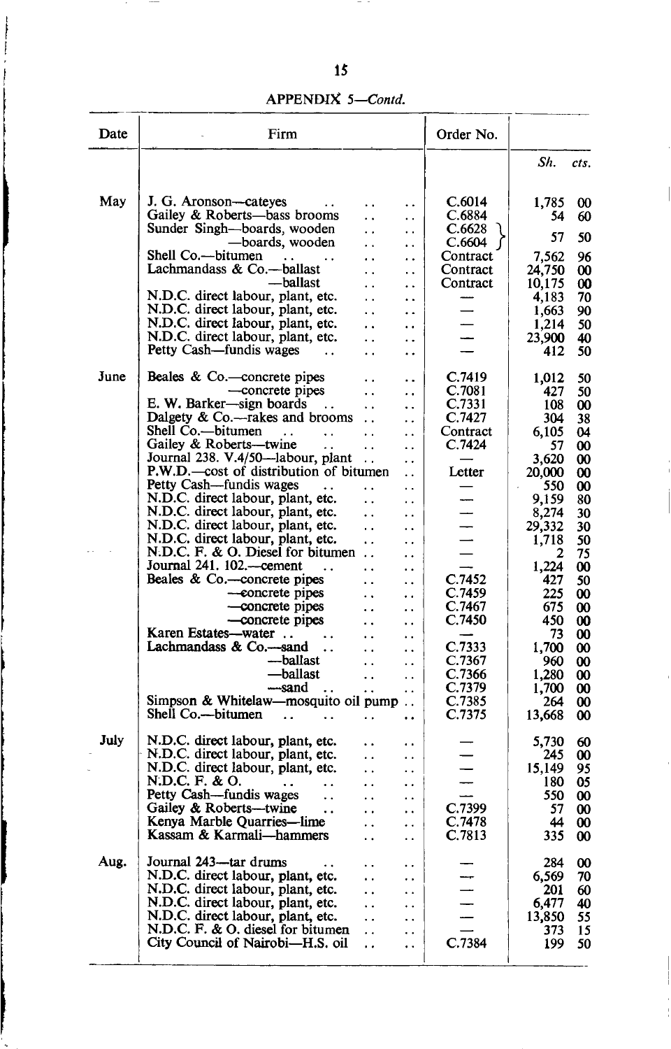APPENDIX 5—*Contd.*

| Date | Firm | Order No. | Sh. | cts. |
|---|---|---|---|---|
| May | J. G. Aronson—cateyes | C.6014 | 1,785 | 00 |
| | Gailey & Roberts—bass brooms | C.6884 | 54 | 60 |
| | Sunder Singh—boards, wooden | C.6628 | | |
| | —boards, wooden | C.6604 | 57 | 50 |
| | Shell Co.—bitumen | Contract | 7,562 | 96 |
| | Lachmandass & Co.—ballast | Contract | 24,750 | 00 |
| | —ballast | Contract | 10,175 | 00 |
| | N.D.C. direct labour, plant, etc. | — | 4,183 | 70 |
| | N.D.C. direct labour, plant, etc. | — | 1,663 | 90 |
| | N.D.C. direct labour, plant, etc. | — | 1,214 | 50 |
| | N.D.C. direct labour, plant, etc. | — | 23,900 | 40 |
| | Petty Cash—fundis wages | — | 412 | 50 |
| June | Beales & Co.—concrete pipes | C.7419 | 1,012 | 50 |
| | —concrete pipes | C.7081 | 427 | 50 |
| | E. W. Barker—sign boards | C.7331 | 108 | 00 |
| | Dalgety & Co.—rakes and brooms | C.7427 | 304 | 38 |
| | Shell Co.—bitumen | Contract | 6,105 | 04 |
| | Gailey & Roberts—twine | C.7424 | 57 | 00 |
| | Journal 238. V.4/50—labour, plant | — | 3,620 | 00 |
| | P.W.D.—cost of distribution of bitumen | Letter | 20,000 | 00 |
| | Petty Cash—fundis wages | — | 550 | 00 |
| | N.D.C. direct labour, plant, etc. | — | 9,159 | 80 |
| | N.D.C. direct labour, plant, etc. | — | 8,274 | 30 |
| | N.D.C. direct labour, plant, etc. | — | 29,332 | 30 |
| | N.D.C. direct labour, plant, etc. | — | 1,718 | 50 |
| | N.D.C. F. & O. Diesel for bitumen | — | 2 | 75 |
| | Journal 241. 102.—cement | — | 1,224 | 00 |
| | Beales & Co.—concrete pipes | C.7452 | 427 | 50 |
| | —concrete pipes | C.7459 | 225 | 00 |
| | —concrete pipes | C.7467 | 675 | 00 |
| | —concrete pipes | C.7450 | 450 | 00 |
| | Karen Estates—water | — | 73 | 00 |
| | Lachmandass & Co.—sand | C.7333 | 1,700 | 00 |
| | —ballast | C.7367 | 960 | 00 |
| | —ballast | C.7366 | 1,280 | 00 |
| | —sand | C.7379 | 1,700 | 00 |
| | Simpson & Whitelaw—mosquito oil pump | C.7385 | 264 | 00 |
| | Shell Co.—bitumen | C.7375 | 13,668 | 00 |
| July | N.D.C. direct labour, plant, etc. | — | 5,730 | 60 |
| | N.D.C. direct labour, plant, etc. | — | 245 | 00 |
| | N.D.C. direct labour, plant, etc. | — | 15,149 | 95 |
| | N.D.C. F. & O. | — | 180 | 05 |
| | Petty Cash—fundis wages | — | 550 | 00 |
| | Gailey & Roberts—twine | C.7399 | 57 | 00 |
| | Kenya Marble Quarries—lime | C.7478 | 44 | 00 |
| | Kassam & Karmali—hammers | C.7813 | 335 | 00 |
| Aug. | Journal 243—tar drums | — | 284 | 00 |
| | N.D.C. direct labour, plant, etc. | — | 6,569 | 70 |
| | N.D.C. direct labour, plant, etc. | — | 201 | 60 |
| | N.D.C. direct labour, plant, etc. | — | 6,477 | 40 |
| | N.D.C. direct labour, plant, etc. | — | 13,850 | 55 |
| | N.D.C. F. & O. diesel for bitumen | — | 373 | 15 |
| | City Council of Nairobi—H.S. oil | C.7384 | 199 | 50 |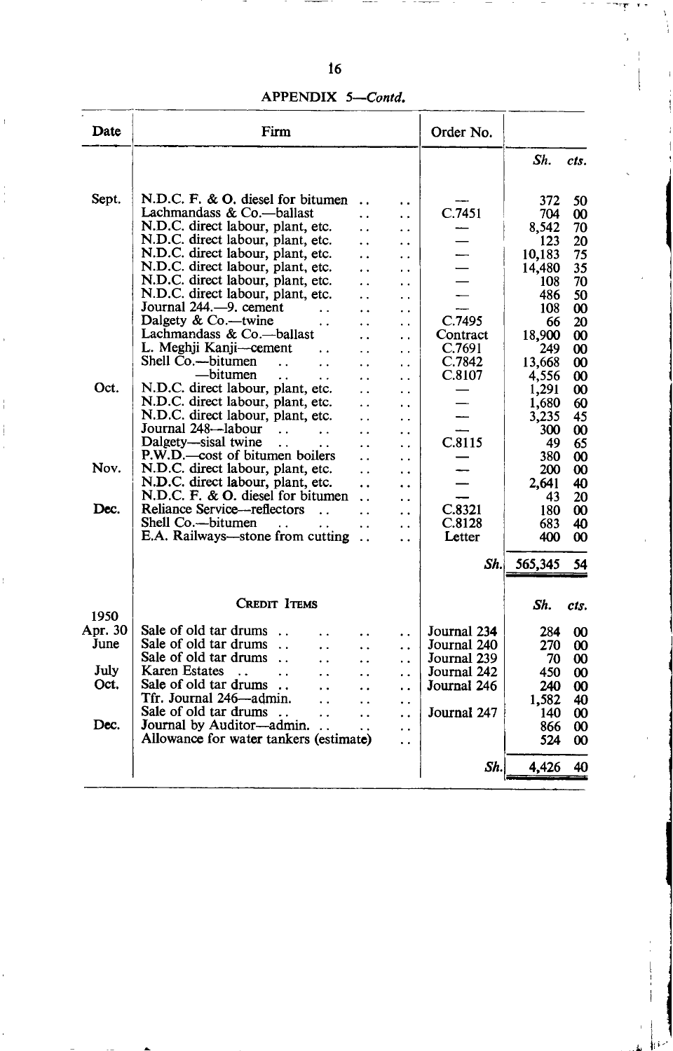## APPENDIX 5—*Contd.*

| Date | Firm | Order No. | Sh. | cts. |
|---|---|---|---|---|
| Sept. | N.D.C. F. & O. diesel for bitumen .. .. | — | 372 | 50 |
| | Lachmandass & Co.—ballast .. .. | C.7451 | 704 | 00 |
| | N.D.C. direct labour, plant, etc. .. .. | — | 8,542 | 70 |
| | N.D.C. direct labour, plant, etc. .. .. | — | 123 | 20 |
| | N.D.C. direct labour, plant, etc. .. .. | — | 10,183 | 75 |
| | N.D.C. direct labour, plant, etc. .. .. | — | 14,480 | 35 |
| | N.D.C. direct labour, plant, etc. .. .. | — | 108 | 70 |
| | N.D.C. direct labour, plant, etc. .. .. | — | 486 | 50 |
| | Journal 244.—9. cement .. .. .. | — | 108 | 00 |
| | Dalgety & Co.—twine .. .. .. | C.7495 | 66 | 20 |
| | Lachmandass & Co.—ballast .. .. | Contract | 18,900 | 00 |
| | L. Meghji Kanji—cement .. .. .. | C.7691 | 249 | 00 |
| | Shell Co.—bitumen .. .. .. .. | C.7842 | 13,668 | 00 |
| | —bitumen .. .. .. .. | C.8107 | 4,556 | 00 |
| Oct. | N.D.C. direct labour, plant, etc. .. .. | — | 1,291 | 00 |
| | N.D.C. direct labour, plant, etc. .. .. | — | 1,680 | 60 |
| | N.D.C. direct labour, plant, etc. .. .. | — | 3,235 | 45 |
| | Journal 248—labour .. .. .. .. | — | 300 | 00 |
| | Dalgety—sisal twine .. .. .. .. | C.8115 | 49 | 65 |
| | P.W.D.—cost of bitumen boilers .. .. | — | 380 | 00 |
| Nov. | N.D.C. direct labour, plant, etc. .. .. | — | 200 | 00 |
| | N.D.C. direct labour, plant, etc. .. .. | — | 2,641 | 40 |
| | N.D.C. F. & O. diesel for bitumen .. .. | — | 43 | 20 |
| Dec. | Reliance Service—reflectors .. .. .. | C.8321 | 180 | 00 |
| | Shell Co.—bitumen .. .. .. .. | C.8128 | 683 | 40 |
| | E.A. Railways—stone from cutting .. .. | Letter | 400 | 00 |
| | | *Sh.* | 565,345 | 54 |
| | **CREDIT ITEMS** | | *Sh.* | *cts.* |
| 1950 | | | | |
| Apr. 30 | Sale of old tar drums .. .. .. .. | Journal 234 | 284 | 00 |
| June | Sale of old tar drums .. .. .. .. | Journal 240 | 270 | 00 |
| | Sale of old tar drums .. .. .. .. | Journal 239 | 70 | 00 |
| July | Karen Estates .. .. .. .. .. | Journal 242 | 450 | 00 |
| Oct. | Sale of old tar drums .. .. .. .. | Journal 246 | 240 | 00 |
| | Tfr. Journal 246—admin. .. .. .. | | 1,582 | 40 |
| | Sale of old tar drums .. .. .. .. | Journal 247 | 140 | 00 |
| Dec. | Journal by Auditor—admin. .. .. .. | | 866 | 00 |
| | Allowance for water tankers (estimate) .. | | 524 | 00 |
| | | *Sh.* | 4,426 | 40 |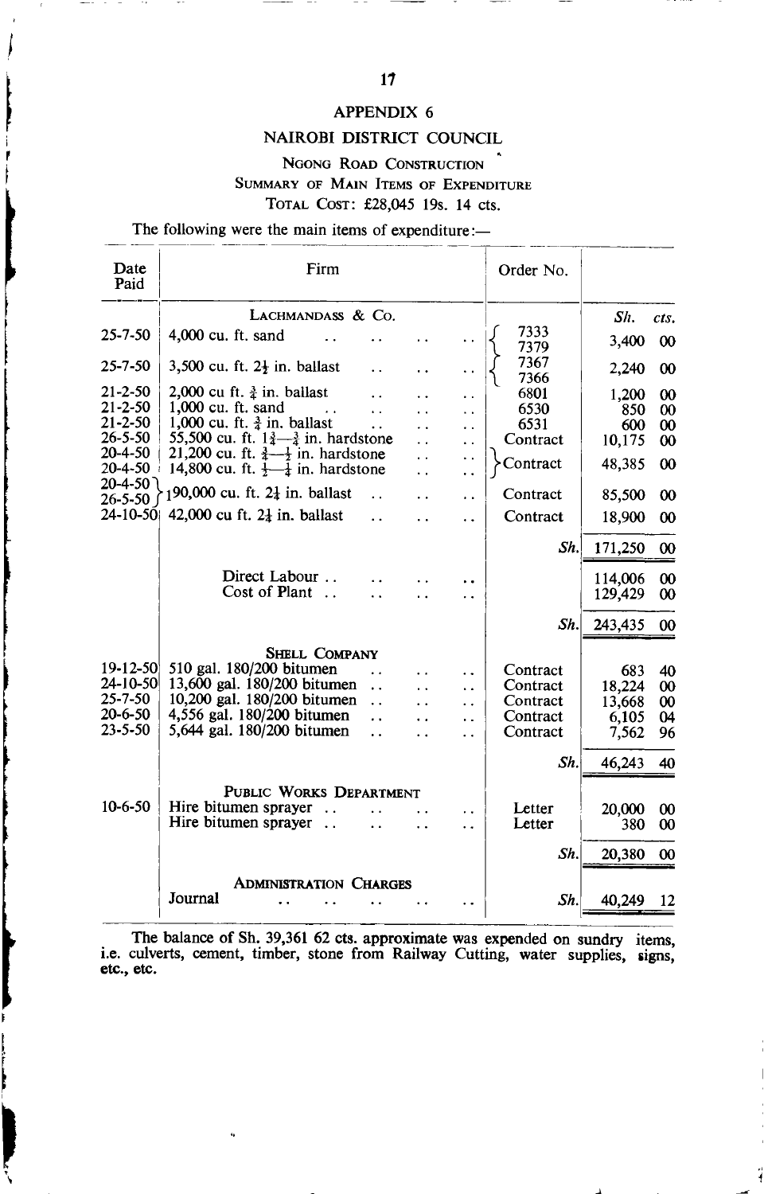## APPENDIX 6

## NAIROBI DISTRICT COUNCIL

### Ngong Road Construction

### Summary of Main Items of Expenditure

### Total Cost: £28,045 19s. 14 cts.

The following were the main items of expenditure:—

| Date Paid | Firm | Order No. | Sh. | cts. |
|---|---|---|---|---|
| | **Lachmandass & Co.** | | | |
| 25-7-50 | 4,000 cu. ft. sand | 7333 / 7379 | 3,400 | 00 |
| 25-7-50 | 3,500 cu. ft. $2\frac{1}{4}$ in. ballast | 7367 / 7366 | 2,240 | 00 |
| 21-2-50 | 2,000 cu ft. $\frac{3}{4}$ in. ballast | 6801 | 1,200 | 00 |
| 21-2-50 | 1,000 cu. ft. sand | 6530 | 850 | 00 |
| 21-2-50 | 1,000 cu. ft. $\frac{3}{4}$ in. ballast | 6531 | 600 | 00 |
| 26-5-50 | 55,500 cu. ft. $1\frac{3}{4}$—$\frac{3}{4}$ in. hardstone | Contract | 10,175 | 00 |
| 20-4-50 / 20-4-50 | 21,200 cu. ft. $\frac{3}{4}$—$\frac{1}{2}$ in. hardstone / 14,800 cu. ft. $\frac{1}{2}$—$\frac{1}{4}$ in. hardstone | Contract | 48,385 | 00 |
| 20-4-50 / 26-5-50 | 190,000 cu. ft. $2\frac{1}{4}$ in. ballast | Contract | 85,500 | 00 |
| 24-10-50 | 42,000 cu ft. $2\frac{1}{4}$ in. ballast | Contract | 18,900 | 00 |
| | | Sh. | 171,250 | 00 |
| | Direct Labour | | 114,006 | 00 |
| | Cost of Plant | | 129,429 | 00 |
| | | Sh. | 243,435 | 00 |
| | **Shell Company** | | | |
| 19-12-50 | 510 gal. 180/200 bitumen | Contract | 683 | 40 |
| 24-10-50 | 13,600 gal. 180/200 bitumen | Contract | 18,224 | 00 |
| 25-7-50 | 10,200 gal. 180/200 bitumen | Contract | 13,668 | 00 |
| 20-6-50 | 4,556 gal. 180/200 bitumen | Contract | 6,105 | 04 |
| 23-5-50 | 5,644 gal. 180/200 bitumen | Contract | 7,562 | 96 |
| | | Sh. | 46,243 | 40 |
| | **Public Works Department** | | | |
| 10-6-50 | Hire bitumen sprayer | Letter | 20,000 | 00 |
| | Hire bitumen sprayer | Letter | 380 | 00 |
| | | Sh. | 20,380 | 00 |
| | **Administration Charges** | | | |
| | Journal | Sh. | 40,249 | 12 |

The balance of Sh. 39,361 62 cts. approximate was expended on sundry items, i.e. culverts, cement, timber, stone from Railway Cutting, water supplies, signs, etc., etc.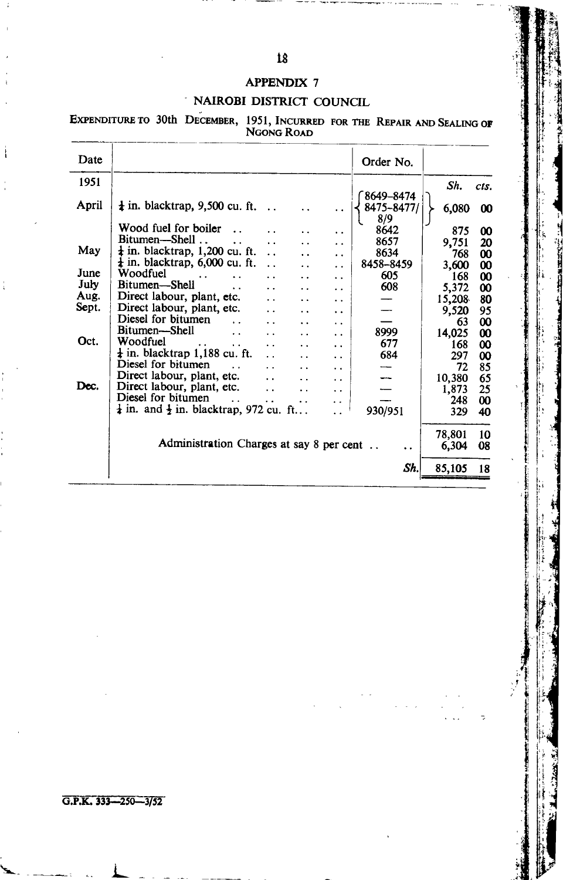## APPENDIX 7

## NAIROBI DISTRICT COUNCIL

EXPENDITURE TO 30th DECEMBER, 1951, INCURRED FOR THE REPAIR AND SEALING OF NGONG ROAD

| Date | | Order No. | Sh. | cts. |
|---|---|---|---|---|
| 1951 | | | | |
| April | ¼ in. blacktrap, 9,500 cu. ft. | 8649–8474 8475–8477/ 8/9 | 6,080 | 00 |
| | Wood fuel for boiler | 8642 | 875 | 00 |
| | Bitumen—Shell | 8657 | 9,751 | 20 |
| May | ¼ in. blacktrap, 1,200 cu. ft. | 8634 | 768 | 00 |
| | ¼ in. blacktrap, 6,000 cu. ft. | 8458–8459 | 3,600 | 00 |
| June | Woodfuel | 605 | 168 | 00 |
| July | Bitumen—Shell | 608 | 5,372 | 00 |
| Aug. | Direct labour, plant, etc. | — | 15,208 | 80 |
| Sept. | Direct labour, plant, etc. | — | 9,520 | 95 |
| | Diesel for bitumen | — | 63 | 00 |
| | Bitumen—Shell | 8999 | 14,025 | 00 |
| Oct. | Woodfuel | 677 | 168 | 00 |
| | ¼ in. blacktrap 1,188 cu. ft. | 684 | 297 | 00 |
| | Diesel for bitumen | — | 72 | 85 |
| | Direct labour, plant, etc. | — | 10,380 | 65 |
| Dec. | Direct labour, plant, etc. | — | 1,873 | 25 |
| | Diesel for bitumen | — | 248 | 00 |
| | ¼ in. and ½ in. blacktrap, 972 cu. ft. | 930/951 | 329 | 40 |
| | | | 78,801 | 10 |
| | Administration Charges at say 8 per cent | | 6,304 | 08 |
| | | *Sh.* | 85,105 | 18 |

G.P.K. 333—250—3/52